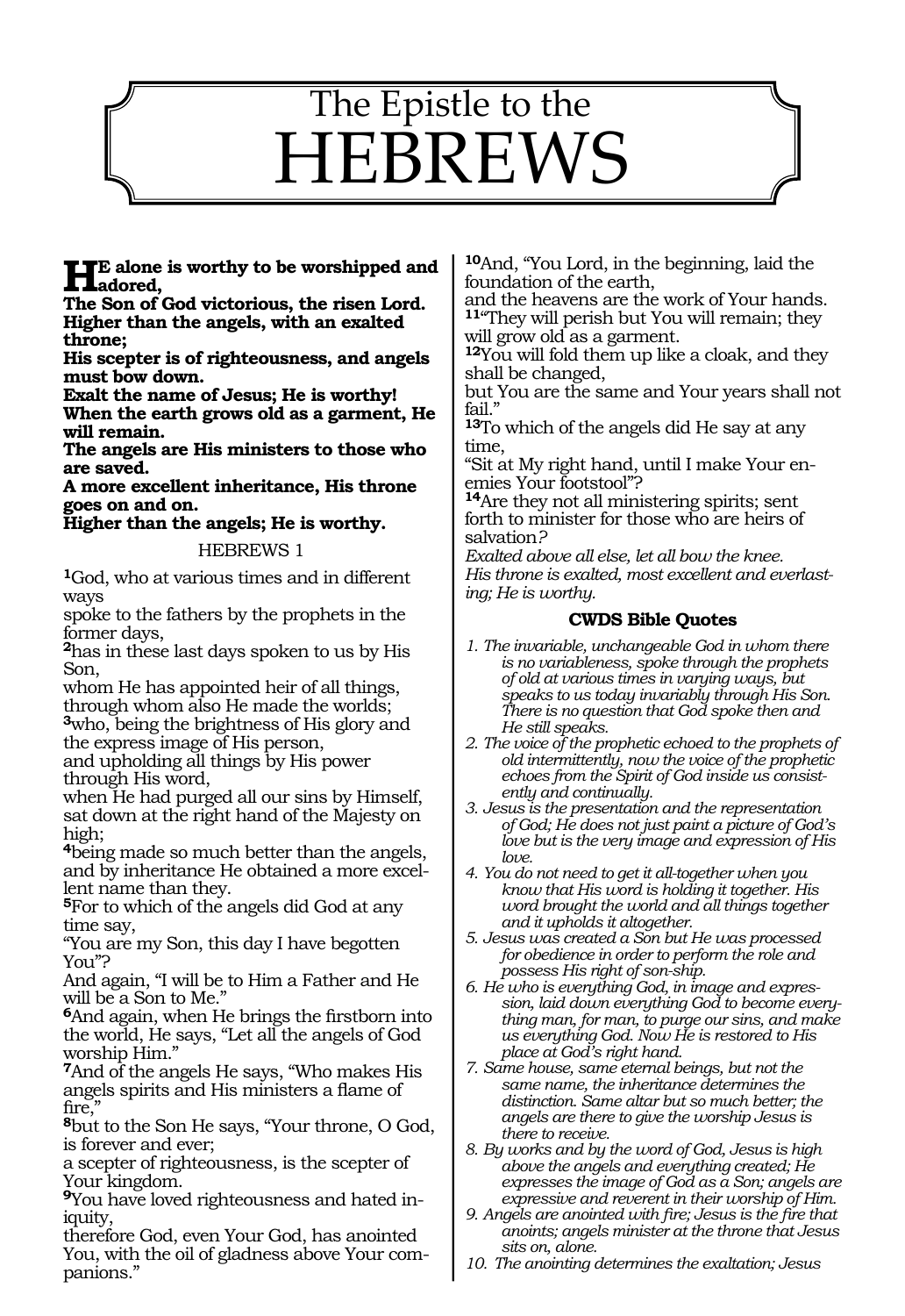# The Epistle to the HEBREWS

**HE alone is worthy to be worshipped and adored,**
**The Son of God victorious, the risen Lord.**
**Higher than the angels, with an exalted throne;**
**His scepter is of righteousness, and angels must bow down.**
**Exalt the name of Jesus; He is worthy!**
**When the earth grows old as a garment, He will remain.**
**The angels are His ministers to those who are saved.**
**A more excellent inheritance, His throne goes on and on.**
**Higher than the angels; He is worthy.**

## HEBREWS 1

**1**God, who at various times and in different ways
spoke to the fathers by the prophets in the former days,
**2**has in these last days spoken to us by His Son,
whom He has appointed heir of all things, through whom also He made the worlds;
**3**who, being the brightness of His glory and the express image of His person,
and upholding all things by His power through His word,
when He had purged all our sins by Himself, sat down at the right hand of the Majesty on high;
**4**being made so much better than the angels, and by inheritance He obtained a more excellent name than they.
**5**For to which of the angels did God at any time say,
"You are my Son, this day I have begotten You"?
And again, "I will be to Him a Father and He will be a Son to Me."
**6**And again, when He brings the firstborn into the world, He says, "Let all the angels of God worship Him."
**7**And of the angels He says, "Who makes His angels spirits and His ministers a flame of fire,"
**8**but to the Son He says, "Your throne, O God, is forever and ever;
a scepter of righteousness, is the scepter of Your kingdom.
**9**You have loved righteousness and hated iniquity,
therefore God, even Your God, has anointed You, with the oil of gladness above Your companions."
**10**And, "You Lord, in the beginning, laid the foundation of the earth,
and the heavens are the work of Your hands.
**11**"They will perish but You will remain; they will grow old as a garment.
**12**You will fold them up like a cloak, and they shall be changed,
but You are the same and Your years shall not fail."
**13**To which of the angels did He say at any time,
"Sit at My right hand, until I make Your enemies Your footstool"?
**14**Are they not all ministering spirits; sent forth to minister for those who are heirs of salvation?

*Exalted above all else, let all bow the knee.*
*His throne is exalted, most excellent and everlasting; He is worthy.*

### CWDS Bible Quotes

1. *The invariable, unchangeable God in whom there is no variableness, spoke through the prophets of old at various times in varying ways, but speaks to us today invariably through His Son. There is no question that God spoke then and He still speaks.*
2. *The voice of the prophetic echoed to the prophets of old intermittently, now the voice of the prophetic echoes from the Spirit of God inside us consistently and continually.*
3. *Jesus is the presentation and the representation of God; He does not just paint a picture of God's love but is the very image and expression of His love.*
4. *You do not need to get it all-together when you know that His word is holding it together. His word brought the world and all things together and it upholds it altogether.*
5. *Jesus was created a Son but He was processed for obedience in order to perform the role and possess His right of son-ship.*
6. *He who is everything God, in image and expression, laid down everything God to become everything man, for man, to purge our sins, and make us everything God. Now He is restored to His place at God's right hand.*
7. *Same house, same eternal beings, but not the same name, the inheritance determines the distinction. Same altar but so much better; the angels are there to give the worship Jesus is there to receive.*
8. *By works and by the word of God, Jesus is high above the angels and everything created; He expresses the image of God as a Son; angels are expressive and reverent in their worship of Him.*
9. *Angels are anointed with fire; Jesus is the fire that anoints; angels minister at the throne that Jesus sits on, alone.*
10. *The anointing determines the exaltation; Jesus*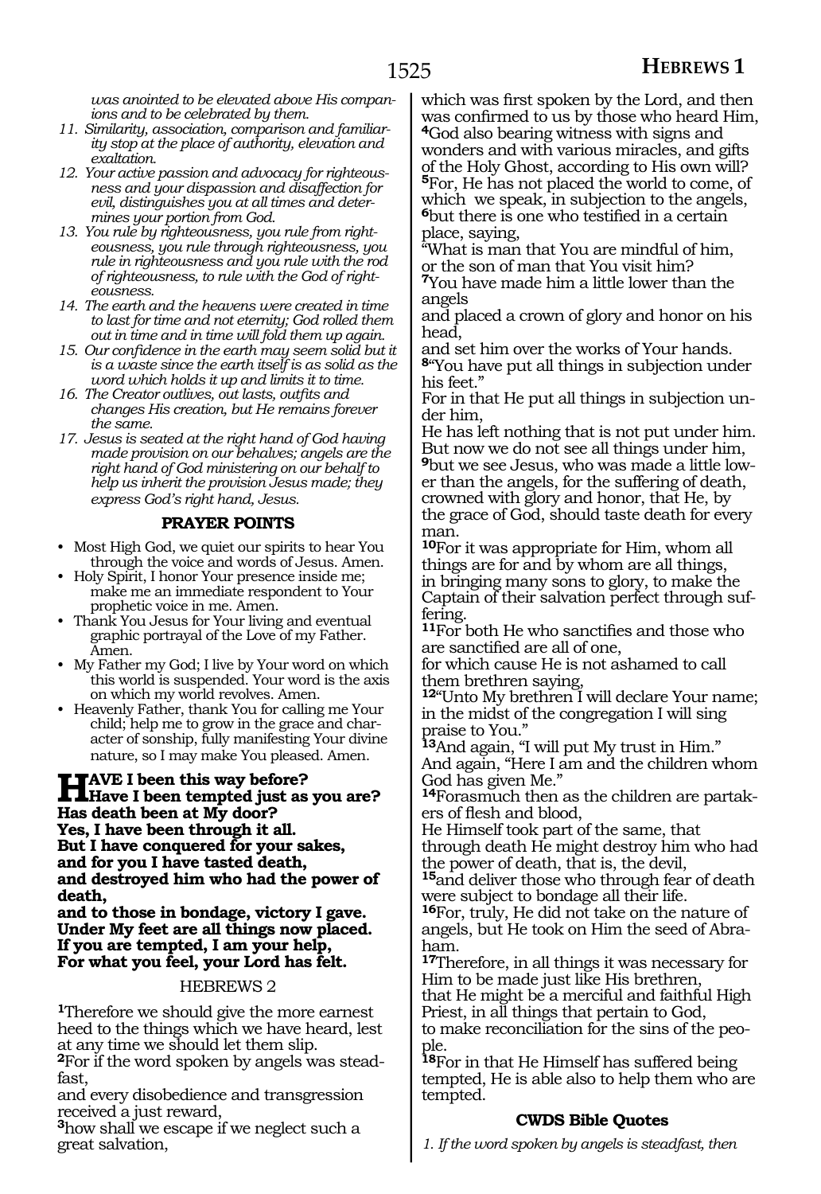*was anointed to be elevated above His companions and to be celebrated by them.*

11. *Similarity, association, comparison and familiarity stop at the place of authority, elevation and exaltation.*
12. *Your active passion and advocacy for righteousness and your dispassion and disaffection for evil, distinguishes you at all times and determines your portion from God.*
13. *You rule by righteousness, you rule from righteousness, you rule through righteousness, you rule in righteousness and you rule with the rod of righteousness, to rule with the God of righteousness.*
14. *The earth and the heavens were created in time to last for time and not eternity; God rolled them out in time and in time will fold them up again.*
15. *Our confidence in the earth may seem solid but it is a waste since the earth itself is as solid as the word which holds it up and limits it to time.*
16. *The Creator outlives, out lasts, outfits and changes His creation, but He remains forever the same.*
17. *Jesus is seated at the right hand of God having made provision on our behalves; angels are the right hand of God ministering on our behalf to help us inherit the provision Jesus made; they express God's right hand, Jesus.*

### PRAYER POINTS

- Most High God, we quiet our spirits to hear You through the voice and words of Jesus. Amen.
- Holy Spirit, I honor Your presence inside me; make me an immediate respondent to Your prophetic voice in me. Amen.
- Thank You Jesus for Your living and eventual graphic portrayal of the Love of my Father. Amen.
- My Father my God; I live by Your word on which this world is suspended. Your word is the axis on which my world revolves. Amen.
- Heavenly Father, thank You for calling me Your child; help me to grow in the grace and character of sonship, fully manifesting Your divine nature, so I may make You pleased. Amen.

**HAVE I been this way before?**
**Have I been tempted just as you are?**
**Has death been at My door?**
**Yes, I have been through it all.**
**But I have conquered for your sakes,**
**and for you I have tasted death,**
**and destroyed him who had the power of death,**
**and to those in bondage, victory I gave.**
**Under My feet are all things now placed.**
**If you are tempted, I am your help,**
**For what you feel, your Lord has felt.**

### HEBREWS 2

**1**Therefore we should give the more earnest heed to the things which we have heard, lest at any time we should let them slip.
**2**For if the word spoken by angels was steadfast,
and every disobedience and transgression received a just reward,
**3**how shall we escape if we neglect such a great salvation,
which was first spoken by the Lord, and then was confirmed to us by those who heard Him,
**4**God also bearing witness with signs and wonders and with various miracles, and gifts of the Holy Ghost, according to His own will?
**5**For, He has not placed the world to come, of which we speak, in subjection to the angels,
**6**but there is one who testified in a certain place, saying,
"What is man that You are mindful of him,
or the son of man that You visit him?
**7**You have made him a little lower than the angels
and placed a crown of glory and honor on his head,
and set him over the works of Your hands.
**8**"You have put all things in subjection under his feet."
For in that He put all things in subjection under him,
He has left nothing that is not put under him.
But now we do not see all things under him,
**9**but we see Jesus, who was made a little lower than the angels, for the suffering of death, crowned with glory and honor, that He, by the grace of God, should taste death for every man.
**10**For it was appropriate for Him, whom all things are for and by whom are all things,
in bringing many sons to glory, to make the Captain of their salvation perfect through suffering.
**11**For both He who sanctifies and those who are sanctified are all of one,
for which cause He is not ashamed to call them brethren saying,
**12**"Unto My brethren I will declare Your name;
in the midst of the congregation I will sing praise to You."
**13**And again, "I will put My trust in Him."
And again, "Here I am and the children whom God has given Me."
**14**Forasmuch then as the children are partakers of flesh and blood,
He Himself took part of the same, that through death He might destroy him who had the power of death, that is, the devil,
**15**and deliver those who through fear of death were subject to bondage all their life.
**16**For, truly, He did not take on the nature of angels, but He took on Him the seed of Abraham.
**17**Therefore, in all things it was necessary for Him to be made just like His brethren,
that He might be a merciful and faithful High Priest, in all things that pertain to God,
to make reconciliation for the sins of the people.
**18**For in that He Himself has suffered being tempted, He is able also to help them who are tempted.

### CWDS Bible Quotes

1. *If the word spoken by angels is steadfast, then*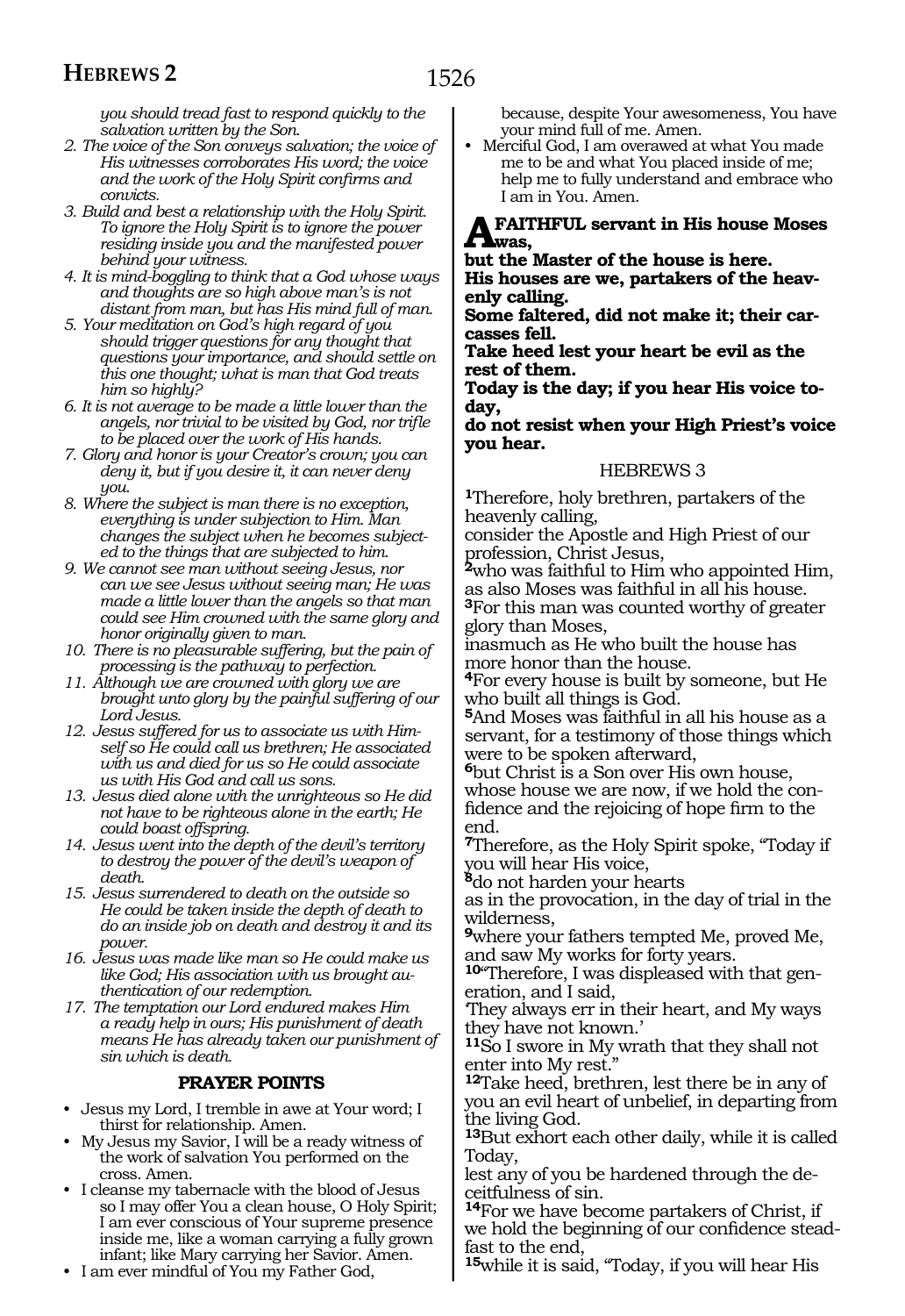*you should tread fast to respond quickly to the salvation written by the Son.*

2. *The voice of the Son conveys salvation; the voice of His witnesses corroborates His word; the voice and the work of the Holy Spirit confirms and convicts.*
3. *Build and best a relationship with the Holy Spirit. To ignore the Holy Spirit is to ignore the power residing inside you and the manifested power behind your witness.*
4. *It is mind-boggling to think that a God whose ways and thoughts are so high above man's is not distant from man, but has His mind full of man.*
5. *Your meditation on God's high regard of you should trigger questions for any thought that questions your importance, and should settle on this one thought; what is man that God treats him so highly?*
6. *It is not average to be made a little lower than the angels, nor trivial to be visited by God, nor trifle to be placed over the work of His hands.*
7. *Glory and honor is your Creator's crown; you can deny it, but if you desire it, it can never deny you.*
8. *Where the subject is man there is no exception, everything is under subjection to Him. Man changes the subject when he becomes subjected to the things that are subjected to him.*
9. *We cannot see man without seeing Jesus, nor can we see Jesus without seeing man; He was made a little lower than the angels so that man could see Him crowned with the same glory and honor originally given to man.*
10. *There is no pleasurable suffering, but the pain of processing is the pathway to perfection.*
11. *Although we are crowned with glory we are brought unto glory by the painful suffering of our Lord Jesus.*
12. *Jesus suffered for us to associate us with Himself so He could call us brethren; He associated with us and died for us so He could associate us with His God and call us sons.*
13. *Jesus died alone with the unrighteous so He did not have to be righteous alone in the earth; He could boast offspring.*
14. *Jesus went into the depth of the devil's territory to destroy the power of the devil's weapon of death.*
15. *Jesus surrendered to death on the outside so He could be taken inside the depth of death to do an inside job on death and destroy it and its power.*
16. *Jesus was made like man so He could make us like God; His association with us brought authentication of our redemption.*
17. *The temptation our Lord endured makes Him a ready help in ours; His punishment of death means He has already taken our punishment of sin which is death.*

## PRAYER POINTS

- Jesus my Lord, I tremble in awe at Your word; I thirst for relationship. Amen.
- My Jesus my Savior, I will be a ready witness of the work of salvation You performed on the cross. Amen.
- I cleanse my tabernacle with the blood of Jesus so I may offer You a clean house, O Holy Spirit; I am ever conscious of Your supreme presence inside me, like a woman carrying a fully grown infant; like Mary carrying her Savior. Amen.
- I am ever mindful of You my Father God, because, despite Your awesomeness, You have your mind full of me. Amen.
- Merciful God, I am overawed at what You made me to be and what You placed inside of me; help me to fully understand and embrace who I am in You. Amen.

**A FAITHFUL servant in His house Moses was,**
**but the Master of the house is here.**
**His houses are we, partakers of the heavenly calling.**
**Some faltered, did not make it; their carcasses fell.**
**Take heed lest your heart be evil as the rest of them.**
**Today is the day; if you hear His voice today,**
**do not resist when your High Priest's voice you hear.**

## HEBREWS 3

**1**Therefore, holy brethren, partakers of the heavenly calling,
consider the Apostle and High Priest of our profession, Christ Jesus,
**2**who was faithful to Him who appointed Him, as also Moses was faithful in all his house.
**3**For this man was counted worthy of greater glory than Moses,
inasmuch as He who built the house has more honor than the house.
**4**For every house is built by someone, but He who built all things is God.
**5**And Moses was faithful in all his house as a servant, for a testimony of those things which were to be spoken afterward,
**6**but Christ is a Son over His own house, whose house we are now, if we hold the confidence and the rejoicing of hope firm to the end.
**7**Therefore, as the Holy Spirit spoke, "Today if you will hear His voice,
**8**do not harden your hearts
as in the provocation, in the day of trial in the wilderness,
**9**where your fathers tempted Me, proved Me, and saw My works for forty years.
**10**"Therefore, I was displeased with that generation, and I said,
'They always err in their heart, and My ways they have not known.'
**11**So I swore in My wrath that they shall not enter into My rest."
**12**Take heed, brethren, lest there be in any of you an evil heart of unbelief, in departing from the living God.
**13**But exhort each other daily, while it is called Today,
lest any of you be hardened through the deceitfulness of sin.
**14**For we have become partakers of Christ, if we hold the beginning of our confidence steadfast to the end,
**15**while it is said, "Today, if you will hear His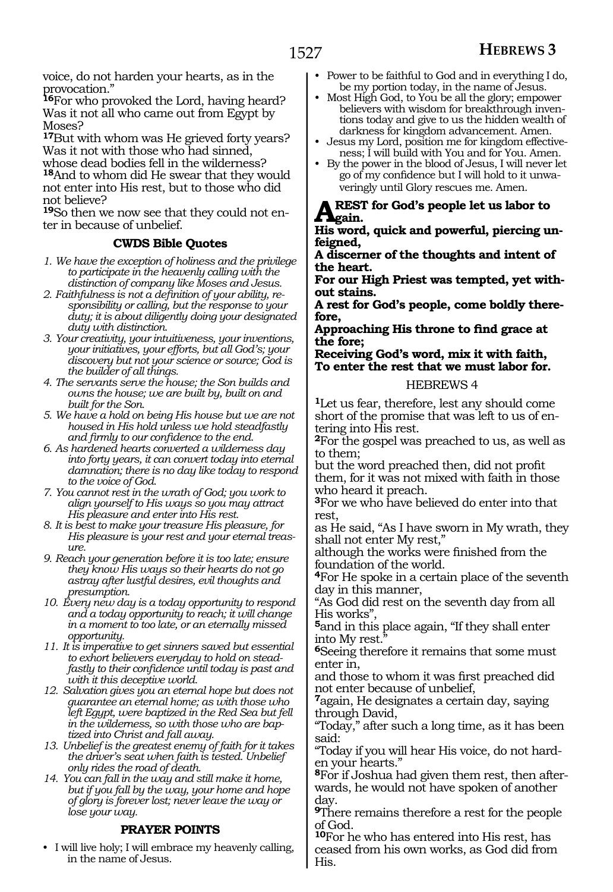voice, do not harden your hearts, as in the provocation."

**16**For who provoked the Lord, having heard? Was it not all who came out from Egypt by Moses?

**17**But with whom was He grieved forty years? Was it not with those who had sinned, whose dead bodies fell in the wilderness?

**18**And to whom did He swear that they would not enter into His rest, but to those who did not believe?

**19**So then we now see that they could not enter in because of unbelief.

### CWDS Bible Quotes

1. *We have the exception of holiness and the privilege to participate in the heavenly calling with the distinction of company like Moses and Jesus.*
2. *Faithfulness is not a definition of your ability, responsibility or calling, but the response to your duty; it is about diligently doing your designated duty with distinction.*
3. *Your creativity, your intuitiveness, your inventions, your initiatives, your efforts, but all God's; your discovery but not your science or source; God is the builder of all things.*
4. *The servants serve the house; the Son builds and owns the house; we are built by, built on and built for the Son.*
5. *We have a hold on being His house but we are not housed in His hold unless we hold steadfastly and firmly to our confidence to the end.*
6. *As hardened hearts converted a wilderness day into forty years, it can convert today into eternal damnation; there is no day like today to respond to the voice of God.*
7. *You cannot rest in the wrath of God; you work to align yourself to His ways so you may attract His pleasure and enter into His rest.*
8. *It is best to make your treasure His pleasure, for His pleasure is your rest and your eternal treasure.*
9. *Reach your generation before it is too late; ensure they know His ways so their hearts do not go astray after lustful desires, evil thoughts and presumption.*
10. *Every new day is a today opportunity to respond and a today opportunity to reach; it will change in a moment to too late, or an eternally missed opportunity.*
11. *It is imperative to get sinners saved but essential to exhort believers everyday to hold on steadfastly to their confidence until today is past and with it this deceptive world.*
12. *Salvation gives you an eternal hope but does not guarantee an eternal home; as with those who left Egypt, were baptized in the Red Sea but fell in the wilderness, so with those who are baptized into Christ and fall away.*
13. *Unbelief is the greatest enemy of faith for it takes the driver's seat when faith is tested. Unbelief only rides the road of death.*
14. *You can fall in the way and still make it home, but if you fall by the way, your home and hope of glory is forever lost; never leave the way or lose your way.*

### PRAYER POINTS

- I will live holy; I will embrace my heavenly calling, in the name of Jesus.
- Power to be faithful to God and in everything I do, be my portion today, in the name of Jesus.
- Most High God, to You be all the glory; empower believers with wisdom for breakthrough inventions today and give to us the hidden wealth of darkness for kingdom advancement. Amen.
- Jesus my Lord, position me for kingdom effectiveness; I will build with You and for You. Amen.
- By the power in the blood of Jesus, I will never let go of my confidence but I will hold to it unwaveringly until Glory rescues me. Amen.

**A REST for God's people let us labor to gain.**
**His word, quick and powerful, piercing unfeigned,**
**A discerner of the thoughts and intent of the heart.**
**For our High Priest was tempted, yet without stains.**
**A rest for God's people, come boldly therefore,**
**Approaching His throne to find grace at the fore;**
**Receiving God's word, mix it with faith,**
**To enter the rest that we must labor for.**

## HEBREWS 4

**1**Let us fear, therefore, lest any should come short of the promise that was left to us of entering into His rest.

**2**For the gospel was preached to us, as well as to them;
but the word preached then, did not profit them, for it was not mixed with faith in those who heard it preach.

**3**For we who have believed do enter into that rest,
as He said, "As I have sworn in My wrath, they shall not enter My rest,"
although the works were finished from the foundation of the world.

**4**For He spoke in a certain place of the seventh day in this manner,
"As God did rest on the seventh day from all His works",

**5**and in this place again, "If they shall enter into My rest."

**6**Seeing therefore it remains that some must enter in,
and those to whom it was first preached did not enter because of unbelief,

**7**again, He designates a certain day, saying through David,
"Today," after such a long time, as it has been said:
"Today if you will hear His voice, do not harden your hearts."

**8**For if Joshua had given them rest, then afterwards, he would not have spoken of another day.

**9**There remains therefore a rest for the people of God.

**10**For he who has entered into His rest, has ceased from his own works, as God did from His.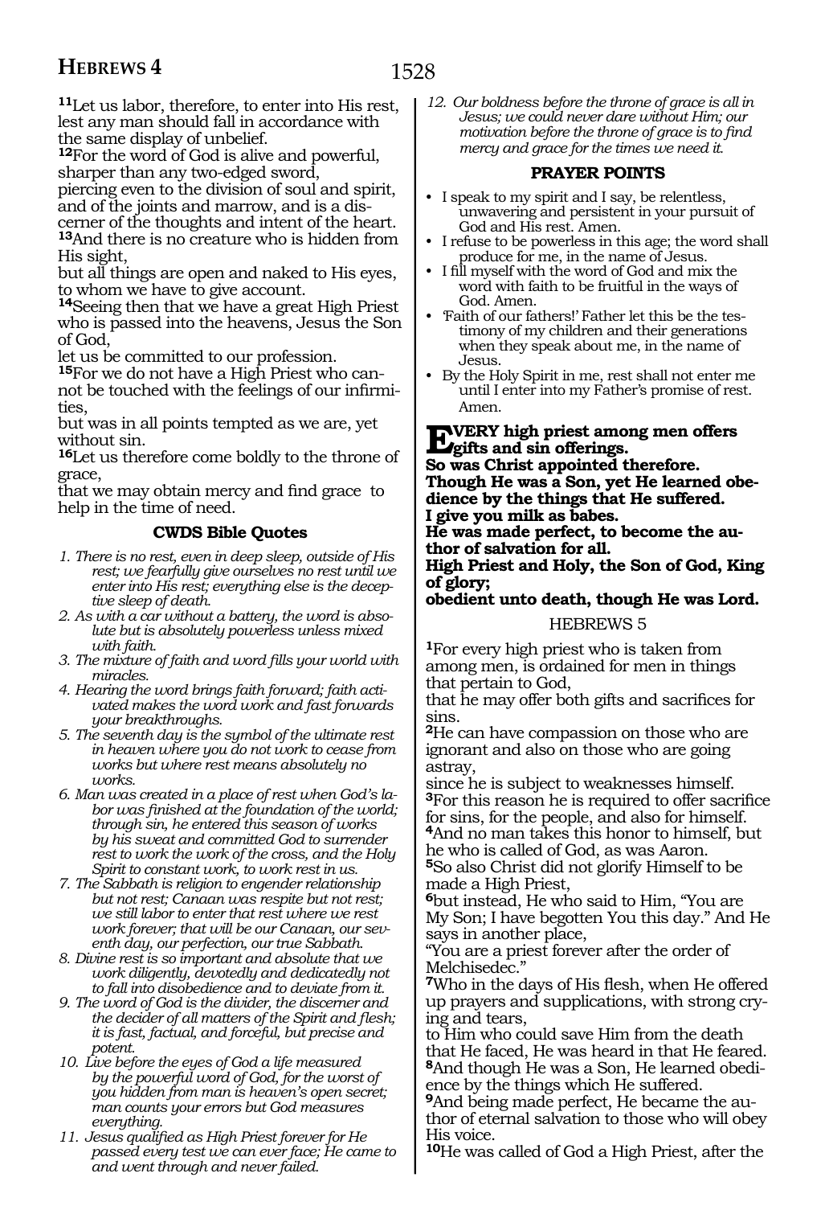**11**Let us labor, therefore, to enter into His rest, lest any man should fall in accordance with the same display of unbelief.

**12**For the word of God is alive and powerful, sharper than any two-edged sword,
piercing even to the division of soul and spirit, and of the joints and marrow, and is a discerner of the thoughts and intent of the heart.

**13**And there is no creature who is hidden from His sight,
but all things are open and naked to His eyes, to whom we have to give account.

**14**Seeing then that we have a great High Priest who is passed into the heavens, Jesus the Son of God,
let us be committed to our profession.

**15**For we do not have a High Priest who cannot be touched with the feelings of our infirmities,
but was in all points tempted as we are, yet without sin.

**16**Let us therefore come boldly to the throne of grace,
that we may obtain mercy and find grace to help in the time of need.

### CWDS Bible Quotes

1. *There is no rest, even in deep sleep, outside of His rest; we fearfully give ourselves no rest until we enter into His rest; everything else is the deceptive sleep of death.*
2. *As with a car without a battery, the word is absolute but is absolutely powerless unless mixed with faith.*
3. *The mixture of faith and word fills your world with miracles.*
4. *Hearing the word brings faith forward; faith activated makes the word work and fast forwards your breakthroughs.*
5. *The seventh day is the symbol of the ultimate rest in heaven where you do not work to cease from works but where rest means absolutely no works.*
6. *Man was created in a place of rest when God's labor was finished at the foundation of the world; through sin, he entered this season of works by his sweat and committed God to surrender rest to work the work of the cross, and the Holy Spirit to constant work, to work rest in us.*
7. *The Sabbath is religion to engender relationship but not rest; Canaan was respite but not rest; we still labor to enter that rest where we rest work forever; that will be our Canaan, our seventh day, our perfection, our true Sabbath.*
8. *Divine rest is so important and absolute that we work diligently, devotedly and dedicatedly not to fall into disobedience and to deviate from it.*
9. *The word of God is the divider, the discerner and the decider of all matters of the Spirit and flesh; it is fast, factual, and forceful, but precise and potent.*
10. *Live before the eyes of God a life measured by the powerful word of God, for the worst of you hidden from man is heaven's open secret; man counts your errors but God measures everything.*
11. *Jesus qualified as High Priest forever for He passed every test we can ever face; He came to and went through and never failed.*
12. *Our boldness before the throne of grace is all in Jesus; we could never dare without Him; our motivation before the throne of grace is to find mercy and grace for the times we need it.*

### PRAYER POINTS

- I speak to my spirit and I say, be relentless, unwavering and persistent in your pursuit of God and His rest. Amen.
- I refuse to be powerless in this age; the word shall produce for me, in the name of Jesus.
- I fill myself with the word of God and mix the word with faith to be fruitful in the ways of God. Amen.
- 'Faith of our fathers!' Father let this be the testimony of my children and their generations when they speak about me, in the name of Jesus.
- By the Holy Spirit in me, rest shall not enter me until I enter into my Father's promise of rest. Amen.

**EVERY high priest among men offers gifts and sin offerings.
So was Christ appointed therefore.
Though He was a Son, yet He learned obedience by the things that He suffered.
I give you milk as babes.
He was made perfect, to become the author of salvation for all.
High Priest and Holy, the Son of God, King of glory;
obedient unto death, though He was Lord.**

## HEBREWS 5

**1**For every high priest who is taken from among men, is ordained for men in things that pertain to God,
that he may offer both gifts and sacrifices for sins.

**2**He can have compassion on those who are ignorant and also on those who are going astray,
since he is subject to weaknesses himself.

**3**For this reason he is required to offer sacrifice for sins, for the people, and also for himself.

**4**And no man takes this honor to himself, but he who is called of God, as was Aaron.

**5**So also Christ did not glorify Himself to be made a High Priest,

**6**but instead, He who said to Him, "You are My Son; I have begotten You this day." And He says in another place,
"You are a priest forever after the order of Melchisedec."

**7**Who in the days of His flesh, when He offered up prayers and supplications, with strong crying and tears,
to Him who could save Him from the death that He faced, He was heard in that He feared.

**8**And though He was a Son, He learned obedience by the things which He suffered.

**9**And being made perfect, He became the author of eternal salvation to those who will obey His voice.

**10**He was called of God a High Priest, after the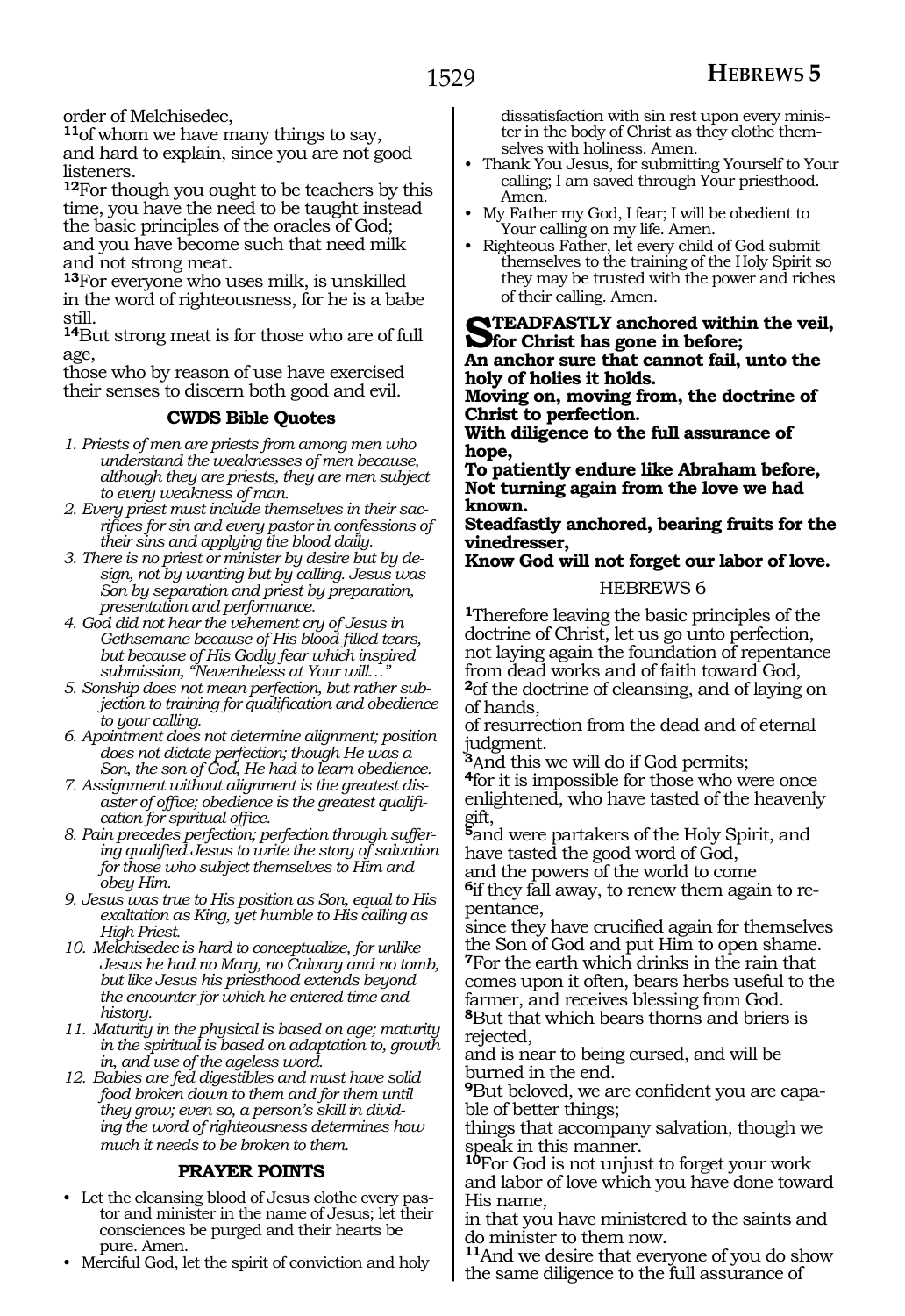order of Melchisedec,

**11**of whom we have many things to say, and hard to explain, since you are not good listeners.

**12**For though you ought to be teachers by this time, you have the need to be taught instead the basic principles of the oracles of God; and you have become such that need milk and not strong meat.

**13**For everyone who uses milk, is unskilled in the word of righteousness, for he is a babe still.

**14**But strong meat is for those who are of full age,
those who by reason of use have exercised their senses to discern both good and evil.

### CWDS Bible Quotes

1. *Priests of men are priests from among men who understand the weaknesses of men because, although they are priests, they are men subject to every weakness of man.*
2. *Every priest must include themselves in their sacrifices for sin and every pastor in confessions of their sins and applying the blood daily.*
3. *There is no priest or minister by desire but by design, not by wanting but by calling. Jesus was Son by separation and priest by preparation, presentation and performance.*
4. *God did not hear the vehement cry of Jesus in Gethsemane because of His blood-filled tears, but because of His Godly fear which inspired submission, "Nevertheless at Your will..."*
5. *Sonship does not mean perfection, but rather subjection to training for qualification and obedience to your calling.*
6. *Apointment does not determine alignment; position does not dictate perfection; though He was a Son, the son of God, He had to learn obedience.*
7. *Assignment without alignment is the greatest disaster of office; obedience is the greatest qualification for spiritual office.*
8. *Pain precedes perfection; perfection through suffering qualified Jesus to write the story of salvation for those who subject themselves to Him and obey Him.*
9. *Jesus was true to His position as Son, equal to His exaltation as King, yet humble to His calling as High Priest.*
10. *Melchisedec is hard to conceptualize, for unlike Jesus he had no Mary, no Calvary and no tomb, but like Jesus his priesthood extends beyond the encounter for which he entered time and history.*
11. *Maturity in the physical is based on age; maturity in the spiritual is based on adaptation to, growth in, and use of the ageless word.*
12. *Babies are fed digestibles and must have solid food broken down to them and for them until they grow; even so, a person's skill in dividing the word of righteousness determines how much it needs to be broken to them.*

### PRAYER POINTS

- Let the cleansing blood of Jesus clothe every pastor and minister in the name of Jesus; let their consciences be purged and their hearts be pure. Amen.
- Merciful God, let the spirit of conviction and holy dissatisfaction with sin rest upon every minister in the body of Christ as they clothe themselves with holiness. Amen.
- Thank You Jesus, for submitting Yourself to Your calling; I am saved through Your priesthood. Amen.
- My Father my God, I fear; I will be obedient to Your calling on my life. Amen.
- Righteous Father, let every child of God submit themselves to the training of the Holy Spirit so they may be trusted with the power and riches of their calling. Amen.

**STEADFASTLY anchored within the veil, for Christ has gone in before;**
**An anchor sure that cannot fail, unto the holy of holies it holds.**
**Moving on, moving from, the doctrine of Christ to perfection.**
**With diligence to the full assurance of hope,**
**To patiently endure like Abraham before,**
**Not turning again from the love we had known.**
**Steadfastly anchored, bearing fruits for the vinedresser,**
**Know God will not forget our labor of love.**

## HEBREWS 6

**1**Therefore leaving the basic principles of the doctrine of Christ, let us go unto perfection, not laying again the foundation of repentance from dead works and of faith toward God,

**2**of the doctrine of cleansing, and of laying on of hands,
of resurrection from the dead and of eternal judgment.

**3**And this we will do if God permits;

**4**for it is impossible for those who were once enlightened, who have tasted of the heavenly gift,

**5**and were partakers of the Holy Spirit, and have tasted the good word of God,
and the powers of the world to come

**6**if they fall away, to renew them again to repentance,
since they have crucified again for themselves the Son of God and put Him to open shame.

**7**For the earth which drinks in the rain that comes upon it often, bears herbs useful to the farmer, and receives blessing from God.

**8**But that which bears thorns and briers is rejected,
and is near to being cursed, and will be burned in the end.

**9**But beloved, we are confident you are capable of better things;
things that accompany salvation, though we speak in this manner.

**10**For God is not unjust to forget your work and labor of love which you have done toward His name,
in that you have ministered to the saints and do minister to them now.

**11**And we desire that everyone of you do show the same diligence to the full assurance of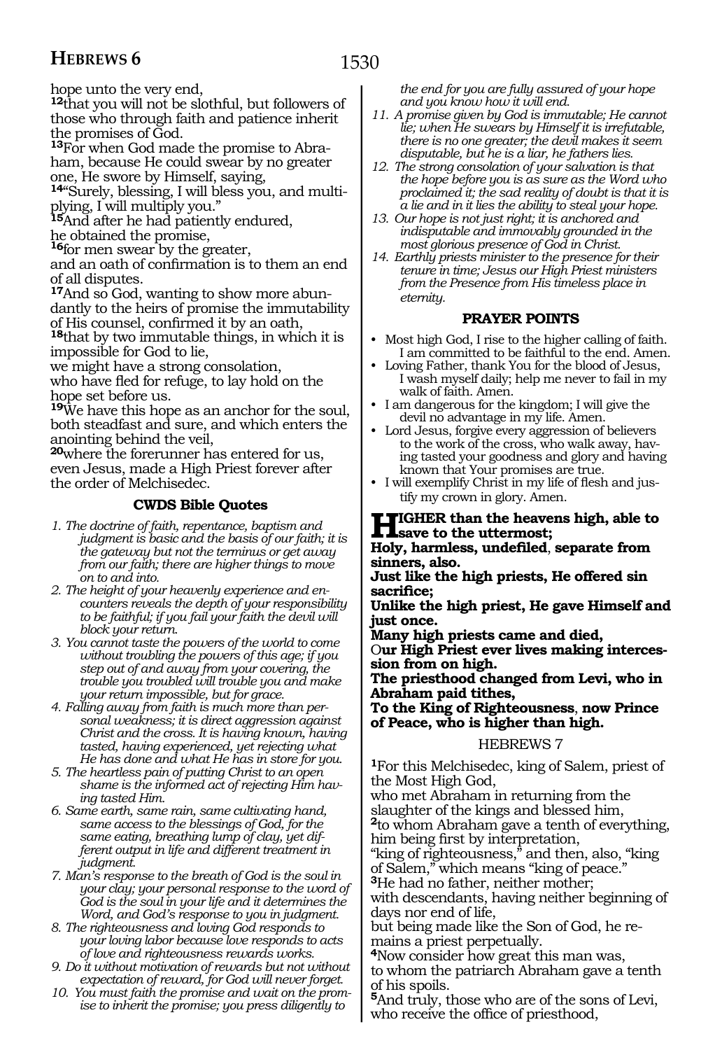hope unto the very end,

**12**that you will not be slothful, but followers of those who through faith and patience inherit the promises of God.

**13**For when God made the promise to Abraham, because He could swear by no greater one, He swore by Himself, saying,

**14**"Surely, blessing, I will bless you, and multiplying, I will multiply you."

**15**And after he had patiently endured,
he obtained the promise,

**16**for men swear by the greater,
and an oath of confirmation is to them an end of all disputes.

**17**And so God, wanting to show more abundantly to the heirs of promise the immutability of His counsel, confirmed it by an oath,

**18**that by two immutable things, in which it is impossible for God to lie,
we might have a strong consolation,
who have fled for refuge, to lay hold on the hope set before us.

**19**We have this hope as an anchor for the soul, both steadfast and sure, and which enters the anointing behind the veil,

**20**where the forerunner has entered for us, even Jesus, made a High Priest forever after the order of Melchisedec.

### CWDS Bible Quotes

1. *The doctrine of faith, repentance, baptism and judgment is basic and the basis of our faith; it is the gateway but not the terminus or get away from our faith; there are higher things to move on to and into.*
2. *The height of your heavenly experience and encounters reveals the depth of your responsibility to be faithful; if you fail your faith the devil will block your return.*
3. *You cannot taste the powers of the world to come without troubling the powers of this age; if you step out of and away from your covering, the trouble you troubled will trouble you and make your return impossible, but for grace.*
4. *Falling away from faith is much more than personal weakness; it is direct aggression against Christ and the cross. It is having known, having tasted, having experienced, yet rejecting what He has done and what He has in store for you.*
5. *The heartless pain of putting Christ to an open shame is the informed act of rejecting Him having tasted Him.*
6. *Same earth, same rain, same cultivating hand, same access to the blessings of God, for the same eating, breathing lump of clay, yet different output in life and different treatment in judgment.*
7. *Man's response to the breath of God is the soul in your clay; your personal response to the word of God is the soul in your life and it determines the Word, and God's response to you in judgment.*
8. *The righteousness and loving God responds to your loving labor because love responds to acts of love and righteousness rewards works.*
9. *Do it without motivation of rewards but not without expectation of reward, for God will never forget.*
10. *You must faith the promise and wait on the promise to inherit the promise; you press diligently to the end for you are fully assured of your hope and you know how it will end.*
11. *A promise given by God is immutable; He cannot lie; when He swears by Himself it is irrefutable, there is no one greater; the devil makes it seem disputable, but he is a liar, he fathers lies.*
12. *The strong consolation of your salvation is that the hope before you is as sure as the Word who proclaimed it; the sad reality of doubt is that it is a lie and in it lies the ability to steal your hope.*
13. *Our hope is not just right; it is anchored and indisputable and immovably grounded in the most glorious presence of God in Christ.*
14. *Earthly priests minister to the presence for their tenure in time; Jesus our High Priest ministers from the Presence from His timeless place in eternity.*

### PRAYER POINTS

- Most high God, I rise to the higher calling of faith. I am committed to be faithful to the end. Amen.
- Loving Father, thank You for the blood of Jesus, I wash myself daily; help me never to fail in my walk of faith. Amen.
- I am dangerous for the kingdom; I will give the devil no advantage in my life. Amen.
- Lord Jesus, forgive every aggression of believers to the work of the cross, who walk away, having tasted your goodness and glory and having known that Your promises are true.
- I will exemplify Christ in my life of flesh and justify my crown in glory. Amen.

**HIGHER than the heavens high, able to save to the uttermost;**
**Holy, harmless, undefiled, separate from sinners, also.**
**Just like the high priests, He offered sin sacrifice;**
**Unlike the high priest, He gave Himself and just once.**
**Many high priests came and died,**
**Our High Priest ever lives making intercession from on high.**
**The priesthood changed from Levi, who in Abraham paid tithes,**
**To the King of Righteousness, now Prince of Peace, who is higher than high.**

## HEBREWS 7

**1**For this Melchisedec, king of Salem, priest of the Most High God,
who met Abraham in returning from the slaughter of the kings and blessed him,

**2**to whom Abraham gave a tenth of everything, him being first by interpretation,
"king of righteousness," and then, also, "king of Salem," which means "king of peace."

**3**He had no father, neither mother;
with descendants, having neither beginning of days nor end of life,
but being made like the Son of God, he remains a priest perpetually.

**4**Now consider how great this man was,
to whom the patriarch Abraham gave a tenth of his spoils.

**5**And truly, those who are of the sons of Levi, who receive the office of priesthood,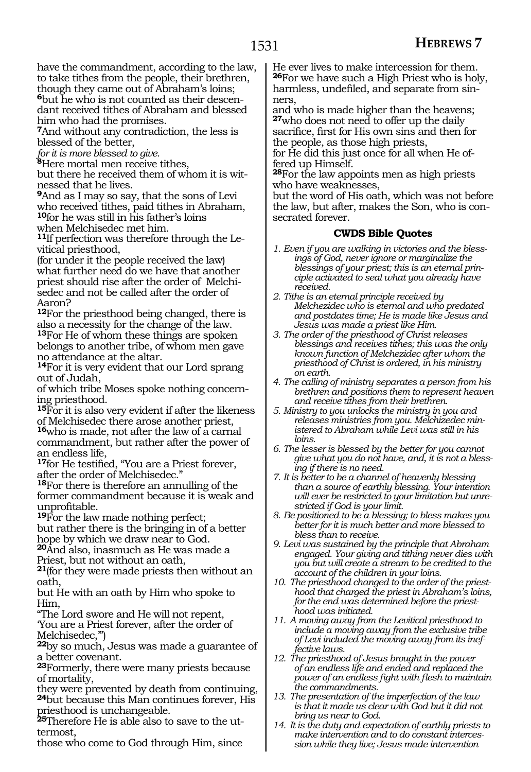have the commandment, according to the law, to take tithes from the people, their brethren, though they came out of Abraham's loins;
**6**but he who is not counted as their descendant received tithes of Abraham and blessed him who had the promises.
**7**And without any contradiction, the less is blessed of the better,
*for it is more blessed to give.*
**8**Here mortal men receive tithes,
but there he received them of whom it is witnessed that he lives.
**9**And as I may so say, that the sons of Levi who received tithes, paid tithes in Abraham,
**10**for he was still in his father's loins
when Melchisedec met him.
**11**If perfection was therefore through the Levitical priesthood,
(for under it the people received the law)
what further need do we have that another priest should rise after the order of Melchisedec and not be called after the order of Aaron?
**12**For the priesthood being changed, there is also a necessity for the change of the law.
**13**For He of whom these things are spoken belongs to another tribe, of whom men gave no attendance at the altar.
**14**For it is very evident that our Lord sprang out of Judah,
of which tribe Moses spoke nothing concerning priesthood.
**15**For it is also very evident if after the likeness of Melchisedec there arose another priest,
**16**who is made, not after the law of a carnal commandment, but rather after the power of an endless life,
**17**for He testified, "You are a Priest forever, after the order of Melchisedec."
**18**For there is therefore an annulling of the former commandment because it is weak and unprofitable.
**19**For the law made nothing perfect;
but rather there is the bringing in of a better hope by which we draw near to God.
**20**And also, inasmuch as He was made a Priest, but not without an oath,
**21**(for they were made priests then without an oath,
but He with an oath by Him who spoke to Him,
"The Lord swore and He will not repent,
'You are a Priest forever, after the order of Melchisedec,'")
**22**by so much, Jesus was made a guarantee of a better covenant.
**23**Formerly, there were many priests because of mortality,
they were prevented by death from continuing,
**24**but because this Man continues forever, His priesthood is unchangeable.
**25**Therefore He is able also to save to the uttermost,
those who come to God through Him, since He ever lives to make intercession for them.
**26**For we have such a High Priest who is holy, harmless, undefiled, and separate from sinners,
and who is made higher than the heavens;
**27**who does not need to offer up the daily sacrifice, first for His own sins and then for the people, as those high priests,
for He did this just once for all when He offered up Himself.
**28**For the law appoints men as high priests who have weaknesses,
but the word of His oath, which was not before the law, but after, makes the Son, who is consecrated forever.

### CWDS Bible Quotes

*1. Even if you are walking in victories and the blessings of God, never ignore or marginalize the blessings of your priest; this is an eternal principle activated to seal what you already have received.*
*2. Tithe is an eternal principle received by Melchezidec who is eternal and who predated and postdates time; He is made like Jesus and Jesus was made a priest like Him.*
*3. The order of the priesthood of Christ releases blessings and receives tithes; this was the only known function of Melchezidec after whom the priesthood of Christ is ordered, in his ministry on earth.*
*4. The calling of ministry separates a person from his brethren and positions them to represent heaven and receive tithes from their brethren.*
*5. Ministry to you unlocks the ministry in you and releases ministries from you. Melchizedec ministered to Abraham while Levi was still in his loins.*
*6. The lesser is blessed by the better for you cannot give what you do not have, and, it is not a blessing if there is no need.*
*7. It is better to be a channel of heavenly blessing than a source of earthly blessing. Your intention will ever be restricted to your limitation but unrestricted if God is your limit.*
*8. Be positioned to be a blessing; to bless makes you better for it is much better and more blessed to bless than to receive.*
*9. Levi was sustained by the principle that Abraham engaged. Your giving and tithing never dies with you but will create a stream to be credited to the account of the children in your loins.*
*10. The priesthood changed to the order of the priesthood that charged the priest in Abraham's loins, for the end was determined before the priesthood was initiated.*
*11. A moving away from the Levitical priesthood to include a moving away from the exclusive tribe of Levi included the moving away from its ineffective laws.*
*12. The priesthood of Jesus brought in the power of an endless life and ended and replaced the power of an endless fight with flesh to maintain the commandments.*
*13. The presentation of the imperfection of the law is that it made us clear with God but it did not bring us near to God.*
*14. It is the duty and expectation of earthly priests to make intervention and to do constant intercession while they live; Jesus made intervention*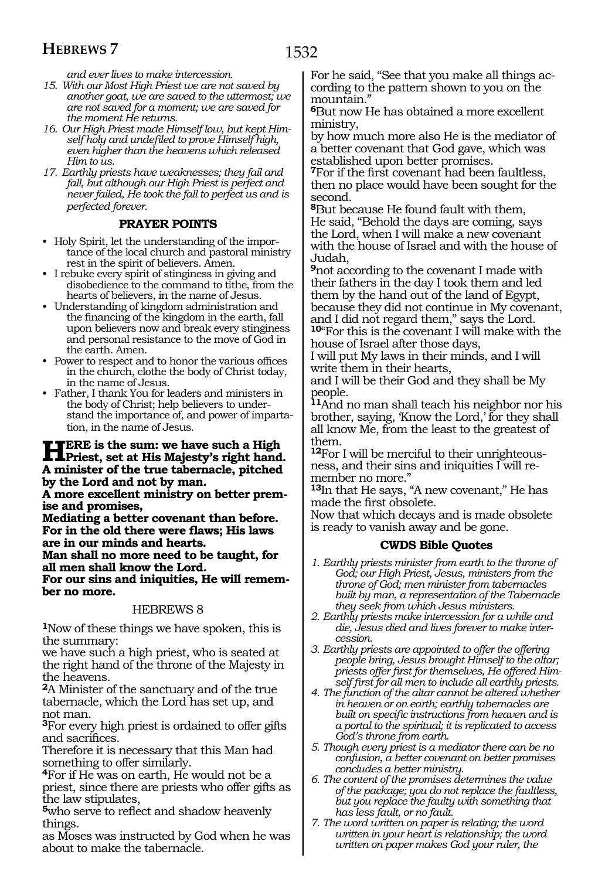*and ever lives to make intercession.*

15. *With our Most High Priest we are not saved by another goat, we are saved to the uttermost; we are not saved for a moment; we are saved for the moment He returns.*
16. *Our High Priest made Himself low, but kept Himself holy and undefiled to prove Himself high, even higher than the heavens which released Him to us.*
17. *Earthly priests have weaknesses; they fail and fall, but although our High Priest is perfect and never failed, He took the fall to perfect us and is perfected forever.*

### PRAYER POINTS

- Holy Spirit, let the understanding of the importance of the local church and pastoral ministry rest in the spirit of believers. Amen.
- I rebuke every spirit of stinginess in giving and disobedience to the command to tithe, from the hearts of believers, in the name of Jesus.
- Understanding of kingdom administration and the financing of the kingdom in the earth, fall upon believers now and break every stinginess and personal resistance to the move of God in the earth. Amen.
- Power to respect and to honor the various offices in the church, clothe the body of Christ today, in the name of Jesus.
- Father, I thank You for leaders and ministers in the body of Christ; help believers to understand the importance of, and power of impartation, in the name of Jesus.

**HERE is the sum: we have such a High Priest, set at His Majesty's right hand.**
**A minister of the true tabernacle, pitched by the Lord and not by man.**
**A more excellent ministry on better premise and promises,**
**Mediating a better covenant than before.**
**For in the old there were flaws; His laws are in our minds and hearts.**
**Man shall no more need to be taught, for all men shall know the Lord.**
**For our sins and iniquities, He will remember no more.**

## HEBREWS 8

[1]Now of these things we have spoken, this is the summary:
we have such a high priest, who is seated at the right hand of the throne of the Majesty in the heavens.
[2]A Minister of the sanctuary and of the true tabernacle, which the Lord has set up, and not man.
[3]For every high priest is ordained to offer gifts and sacrifices.
Therefore it is necessary that this Man had something to offer similarly.
[4]For if He was on earth, He would not be a priest, since there are priests who offer gifts as the law stipulates,
[5]who serve to reflect and shadow heavenly things.
as Moses was instructed by God when he was about to make the tabernacle.
For he said, "See that you make all things according to the pattern shown to you on the mountain."
[6]But now He has obtained a more excellent ministry,
by how much more also He is the mediator of a better covenant that God gave, which was established upon better promises.
[7]For if the first covenant had been faultless, then no place would have been sought for the second.
[8]But because He found fault with them,
He said, "Behold the days are coming, says the Lord, when I will make a new covenant with the house of Israel and with the house of Judah,
[9]not according to the covenant I made with their fathers in the day I took them and led them by the hand out of the land of Egypt, because they did not continue in My covenant, and I did not regard them," says the Lord.
[10]"For this is the covenant I will make with the house of Israel after those days,
I will put My laws in their minds, and I will write them in their hearts,
and I will be their God and they shall be My people.
[11]And no man shall teach his neighbor nor his brother, saying, 'Know the Lord,' for they shall all know Me, from the least to the greatest of them.
[12]For I will be merciful to their unrighteousness, and their sins and iniquities I will remember no more."
[13]In that He says, "A new covenant," He has made the first obsolete.
Now that which decays and is made obsolete is ready to vanish away and be gone.

### CWDS Bible Quotes

1. *Earthly priests minister from earth to the throne of God; our High Priest, Jesus, ministers from the throne of God; men minister from tabernacles built by man, a representation of the Tabernacle they seek from which Jesus ministers.*
2. *Earthly priests make intercession for a while and die, Jesus died and lives forever to make intercession.*
3. *Earthly priests are appointed to offer the offering people bring, Jesus brought Himself to the altar; priests offer first for themselves, He offered Himself first for all men to include all earthly priests.*
4. *The function of the altar cannot be altered whether in heaven or on earth; earthly tabernacles are built on specific instructions from heaven and is a portal to the spiritual; it is replicated to access God's throne from earth.*
5. *Though every priest is a mediator there can be no confusion, a better covenant on better promises concludes a better ministry.*
6. *The content of the promises determines the value of the package; you do not replace the faultless, but you replace the faulty with something that has less fault, or no fault.*
7. *The word written on paper is relating; the word written in your heart is relationship; the word written on paper makes God your ruler, the*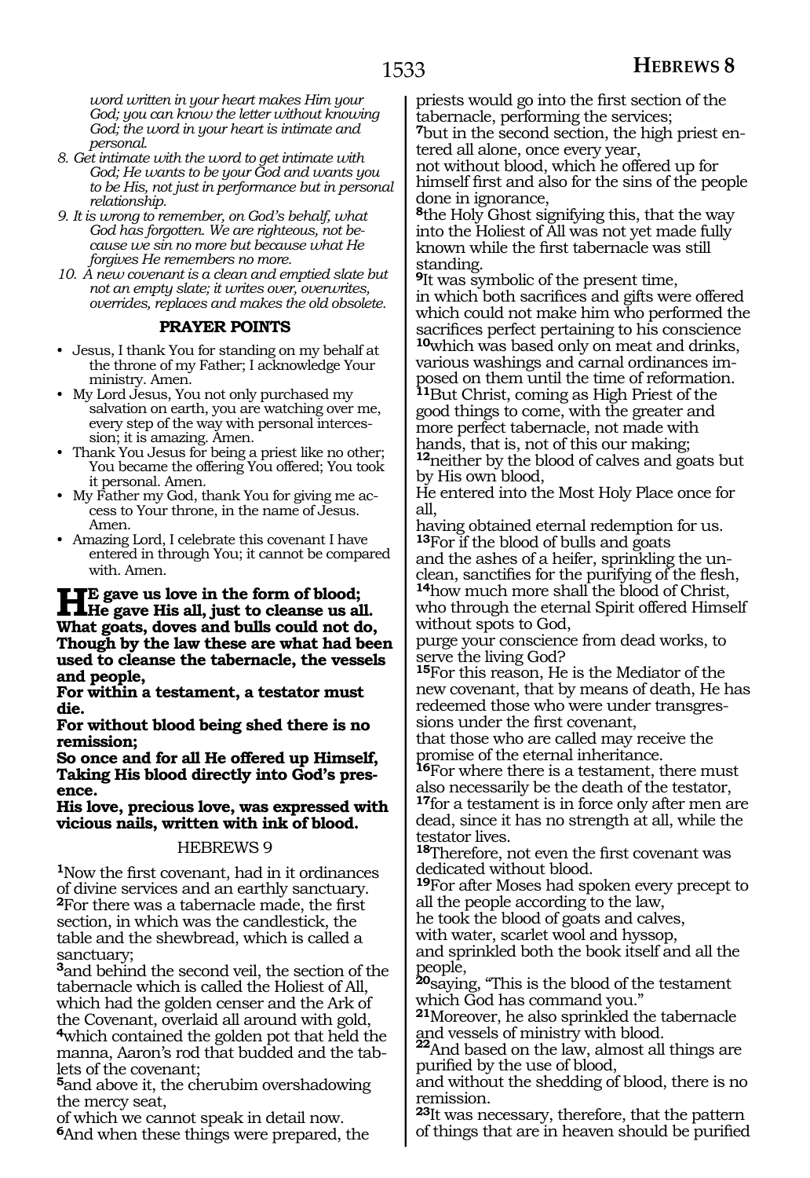*word written in your heart makes Him your God; you can know the letter without knowing God; the word in your heart is intimate and personal.*

8. *Get intimate with the word to get intimate with God; He wants to be your God and wants you to be His, not just in performance but in personal relationship.*
9. *It is wrong to remember, on God's behalf, what God has forgotten. We are righteous, not because we sin no more but because what He forgives He remembers no more.*
10. *A new covenant is a clean and emptied slate but not an empty slate; it writes over, overwrites, overrides, replaces and makes the old obsolete.*

**PRAYER POINTS**

- Jesus, I thank You for standing on my behalf at the throne of my Father; I acknowledge Your ministry. Amen.
- My Lord Jesus, You not only purchased my salvation on earth, you are watching over me, every step of the way with personal intercession; it is amazing. Amen.
- Thank You Jesus for being a priest like no other; You became the offering You offered; You took it personal. Amen.
- My Father my God, thank You for giving me access to Your throne, in the name of Jesus. Amen.
- Amazing Lord, I celebrate this covenant I have entered in through You; it cannot be compared with. Amen.

**HE gave us love in the form of blood;**
**He gave His all, just to cleanse us all.**
**What goats, doves and bulls could not do,**
**Though by the law these are what had been used to cleanse the tabernacle, the vessels and people,**
**For within a testament, a testator must die.**
**For without blood being shed there is no remission;**
**So once and for all He offered up Himself,**
**Taking His blood directly into God's presence.**
**His love, precious love, was expressed with vicious nails, written with ink of blood.**

## HEBREWS 9

**1**Now the first covenant, had in it ordinances of divine services and an earthly sanctuary.
**2**For there was a tabernacle made, the first section, in which was the candlestick, the table and the shewbread, which is called a sanctuary;
**3**and behind the second veil, the section of the tabernacle which is called the Holiest of All, which had the golden censer and the Ark of the Covenant, overlaid all around with gold,
**4**which contained the golden pot that held the manna, Aaron's rod that budded and the tablets of the covenant;
**5**and above it, the cherubim overshadowing the mercy seat,
of which we cannot speak in detail now.
**6**And when these things were prepared, the priests would go into the first section of the tabernacle, performing the services;
**7**but in the second section, the high priest entered all alone, once every year,
not without blood, which he offered up for himself first and also for the sins of the people done in ignorance,
**8**the Holy Ghost signifying this, that the way into the Holiest of All was not yet made fully known while the first tabernacle was still standing.
**9**It was symbolic of the present time,
in which both sacrifices and gifts were offered which could not make him who performed the sacrifices perfect pertaining to his conscience
**10**which was based only on meat and drinks, various washings and carnal ordinances imposed on them until the time of reformation.
**11**But Christ, coming as High Priest of the good things to come, with the greater and more perfect tabernacle, not made with hands, that is, not of this our making;
**12**neither by the blood of calves and goats but by His own blood,
He entered into the Most Holy Place once for all,
having obtained eternal redemption for us.
**13**For if the blood of bulls and goats
and the ashes of a heifer, sprinkling the unclean, sanctifies for the purifying of the flesh,
**14**how much more shall the blood of Christ, who through the eternal Spirit offered Himself without spots to God,
purge your conscience from dead works, to serve the living God?
**15**For this reason, He is the Mediator of the new covenant, that by means of death, He has redeemed those who were under transgressions under the first covenant,
that those who are called may receive the promise of the eternal inheritance.
**16**For where there is a testament, there must also necessarily be the death of the testator,
**17**for a testament is in force only after men are dead, since it has no strength at all, while the testator lives.
**18**Therefore, not even the first covenant was dedicated without blood.
**19**For after Moses had spoken every precept to all the people according to the law,
he took the blood of goats and calves,
with water, scarlet wool and hyssop,
and sprinkled both the book itself and all the people,
**20**saying, "This is the blood of the testament which God has command you."
**21**Moreover, he also sprinkled the tabernacle and vessels of ministry with blood.
**22**And based on the law, almost all things are purified by the use of blood,
and without the shedding of blood, there is no remission.
**23**It was necessary, therefore, that the pattern of things that are in heaven should be purified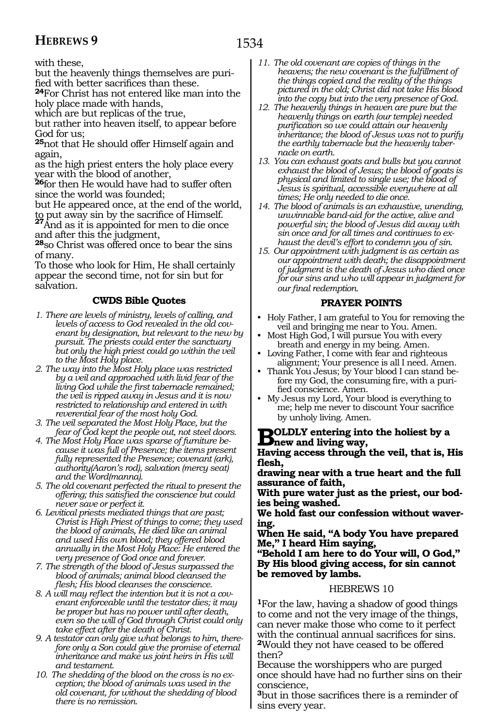with these,

but the heavenly things themselves are purified with better sacrifices than these.

**24**For Christ has not entered like man into the holy place made with hands,

which are but replicas of the true,

but rather into heaven itself, to appear before God for us;

**25**not that He should offer Himself again and again,

as the high priest enters the holy place every year with the blood of another,

**26**for then He would have had to suffer often since the world was founded;

but He appeared once, at the end of the world, to put away sin by the sacrifice of Himself.

**27**And as it is appointed for men to die once and after this the judgment,

**28**so Christ was offered once to bear the sins of many.

To those who look for Him, He shall certainly appear the second time, not for sin but for salvation.

### CWDS Bible Quotes

*1. There are levels of ministry, levels of calling, and levels of access to God revealed in the old covenant by designation, but relevant to the new by pursuit. The priests could enter the sanctuary but only the high priest could go within the veil to the Most Holy place.*

*2. The way into the Most Holy place was restricted by a veil and approached with livid fear of the living God while the first tabernacle remained; the veil is ripped away in Jesus and it is now restricted to relationship and entered in with reverential fear of the most holy God.*

*3. The veil separated the Most Holy Place, but the fear of God kept the people out, not steel doors.*

*4. The Most Holy Place was sparse of furniture because it was full of Presence; the items present fully represented the Presence; covenant (ark), authority(Aaron's rod), salvation (mercy seat) and the Word(manna).*

*5. The old covenant perfected the ritual to present the offering; this satisfied the conscience but could never save or perfect it.*

*6. Levitical priests mediated things that are past; Christ is High Priest of things to come; they used the blood of animals, He died like an animal and used His own blood; they offered blood annually in the Most Holy Place: He entered the very presence of God once and forever.*

*7. The strength of the blood of Jesus surpassed the blood of animals; animal blood cleansed the flesh; His blood cleanses the conscience.*

*8. A will may reflect the intention but it is not a covenant enforceable until the testator dies; it may be proper but has no power until after death, even so the will of God through Christ could only take effect after the death of Christ.*

*9. A testator can only give what belongs to him, therefore only a Son could give the promise of eternal inheritance and make us joint heirs in His will and testament.*

*10. The shedding of the blood on the cross is no exception; the blood of animals was used in the old covenant, for without the shedding of blood there is no remission.*

*11. The old covenant are copies of things in the heavens; the new covenant is the fulfillment of the things copied and the reality of the things pictured in the old; Christ did not take His blood into the copy but into the very presence of God.*

*12. The heavenly things in heaven are pure but the heavenly things on earth (our temple) needed purification so we could attain our heavenly inheritance; the blood of Jesus was not to purify the earthly tabernacle but the heavenly tabernacle on earth.*

*13. You can exhaust goats and bulls but you cannot exhaust the blood of Jesus; the blood of goats is physical and limited to single use; the blood of Jesus is spiritual, accessible everywhere at all times; He only needed to die once.*

*14. The blood of animals is an exhaustive, unending, unwinnable band-aid for the active, alive and powerful sin; the blood of Jesus did away with sin once and for all times and continues to exhaust the devil's effort to condemn you of sin.*

*15. Our appointment with judgment is as certain as our appointment with death; the disappointment of judgment is the death of Jesus who died once for our sins and who will appear in judgment for our final redemption.*

### PRAYER POINTS

- Holy Father, I am grateful to You for removing the veil and bringing me near to You. Amen.
- Most High God, I will pursue You with every breath and energy in my being. Amen.
- Loving Father, I come with fear and righteous alignment; Your presence is all I need. Amen.
- Thank You Jesus; by Your blood I can stand before my God, the consuming fire, with a purified conscience. Amen.
- My Jesus my Lord, Your blood is everything to me; help me never to discount Your sacrifice by unholy living. Amen.

**BOLDLY entering into the holiest by a new and living way,**

**Having access through the veil, that is, His flesh,**

**drawing near with a true heart and the full assurance of faith,**

**With pure water just as the priest, our bodies being washed.**

**We hold fast our confession without wavering.**

**When He said, "A body You have prepared Me," I heard Him saying,**

**"Behold I am here to do Your will, O God,"**

**By His blood giving access, for sin cannot be removed by lambs.**

## HEBREWS 10

**1**For the law, having a shadow of good things to come and not the very image of the things, can never make those who come to it perfect with the continual annual sacrifices for sins.

**2**Would they not have ceased to be offered then?

Because the worshippers who are purged once should have had no further sins on their conscience,

**3**but in those sacrifices there is a reminder of sins every year.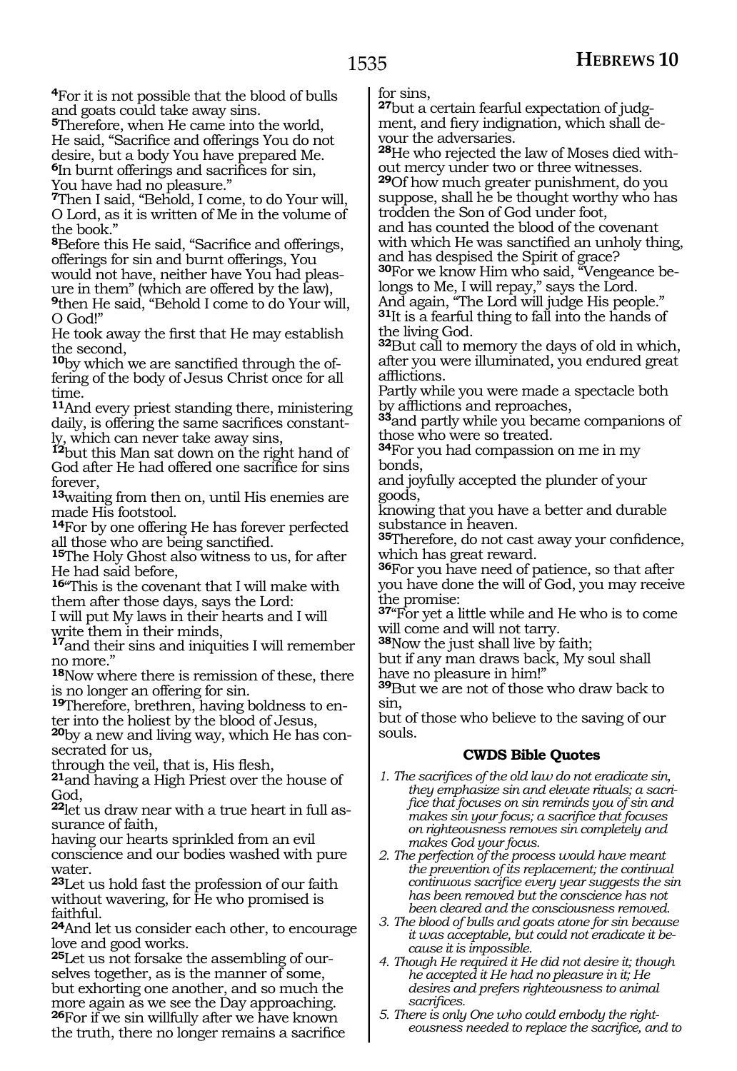[4]For it is not possible that the blood of bulls and goats could take away sins.
[5]Therefore, when He came into the world, He said, "Sacrifice and offerings You do not desire, but a body You have prepared Me.
[6]In burnt offerings and sacrifices for sin, You have had no pleasure."
[7]Then I said, "Behold, I come, to do Your will, O Lord, as it is written of Me in the volume of the book."
[8]Before this He said, "Sacrifice and offerings, offerings for sin and burnt offerings, You would not have, neither have You had pleasure in them" (which are offered by the law),
[9]then He said, "Behold I come to do Your will, O God!"
He took away the first that He may establish the second,
[10]by which we are sanctified through the offering of the body of Jesus Christ once for all time.
[11]And every priest standing there, ministering daily, is offering the same sacrifices constantly, which can never take away sins,
[12]but this Man sat down on the right hand of God after He had offered one sacrifice for sins forever,
[13]waiting from then on, until His enemies are made His footstool.
[14]For by one offering He has forever perfected all those who are being sanctified.
[15]The Holy Ghost also witness to us, for after He had said before,
[16]"This is the covenant that I will make with them after those days, says the Lord:
I will put My laws in their hearts and I will write them in their minds,
[17]and their sins and iniquities I will remember no more."
[18]Now where there is remission of these, there is no longer an offering for sin.
[19]Therefore, brethren, having boldness to enter into the holiest by the blood of Jesus,
[20]by a new and living way, which He has consecrated for us,
through the veil, that is, His flesh,
[21]and having a High Priest over the house of God,
[22]let us draw near with a true heart in full assurance of faith,
having our hearts sprinkled from an evil conscience and our bodies washed with pure water.
[23]Let us hold fast the profession of our faith without wavering, for He who promised is faithful.
[24]And let us consider each other, to encourage love and good works.
[25]Let us not forsake the assembling of ourselves together, as is the manner of some, but exhorting one another, and so much the more again as we see the Day approaching.
[26]For if we sin willfully after we have known the truth, there no longer remains a sacrifice for sins,
[27]but a certain fearful expectation of judgment, and fiery indignation, which shall devour the adversaries.
[28]He who rejected the law of Moses died without mercy under two or three witnesses.
[29]Of how much greater punishment, do you suppose, shall he be thought worthy who has trodden the Son of God under foot,
and has counted the blood of the covenant with which He was sanctified an unholy thing, and has despised the Spirit of grace?
[30]For we know Him who said, "Vengeance belongs to Me, I will repay," says the Lord.
And again, "The Lord will judge His people."
[31]It is a fearful thing to fall into the hands of the living God.
[32]But call to memory the days of old in which, after you were illuminated, you endured great afflictions.
Partly while you were made a spectacle both by afflictions and reproaches,
[33]and partly while you became companions of those who were so treated.
[34]For you had compassion on me in my bonds,
and joyfully accepted the plunder of your goods,
knowing that you have a better and durable substance in heaven.
[35]Therefore, do not cast away your confidence, which has great reward.
[36]For you have need of patience, so that after you have done the will of God, you may receive the promise:
[37]"For yet a little while and He who is to come will come and will not tarry.
[38]Now the just shall live by faith;
but if any man draws back, My soul shall have no pleasure in him!"
[39]But we are not of those who draw back to sin,
but of those who believe to the saving of our souls.

### CWDS Bible Quotes

1. *The sacrifices of the old law do not eradicate sin, they emphasize sin and elevate rituals; a sacrifice that focuses on sin reminds you of sin and makes sin your focus; a sacrifice that focuses on righteousness removes sin completely and makes God your focus.*
2. *The perfection of the process would have meant the prevention of its replacement; the continual continuous sacrifice every year suggests the sin has been removed but the conscience has not been cleared and the consciousness removed.*
3. *The blood of bulls and goats atone for sin because it was acceptable, but could not eradicate it because it is impossible.*
4. *Though He required it He did not desire it; though he accepted it He had no pleasure in it; He desires and prefers righteousness to animal sacrifices.*
5. *There is only One who could embody the righteousness needed to replace the sacrifice, and to*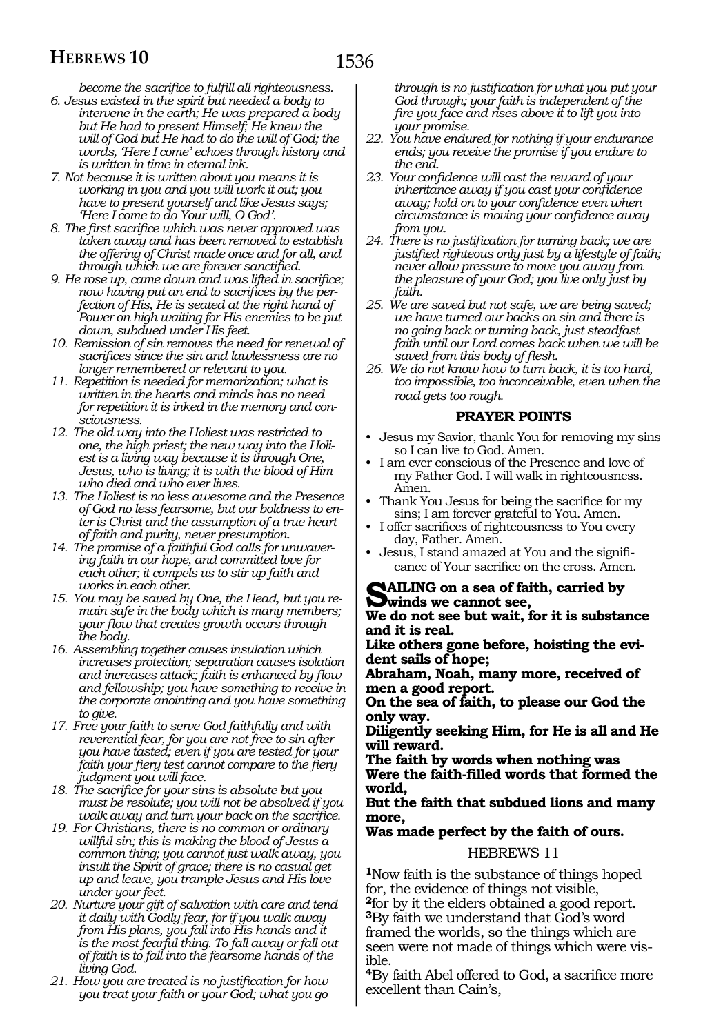*become the sacrifice to fulfill all righteousness.*

6. *Jesus existed in the spirit but needed a body to intervene in the earth; He was prepared a body but He had to present Himself; He knew the will of God but He had to do the will of God; the words, 'Here I come' echoes through history and is written in time in eternal ink.*
7. *Not because it is written about you means it is working in you and you will work it out; you have to present yourself and like Jesus says; 'Here I come to do Your will, O God'.*
8. *The first sacrifice which was never approved was taken away and has been removed to establish the offering of Christ made once and for all, and through which we are forever sanctified.*
9. *He rose up, came down and was lifted in sacrifice; now having put an end to sacrifices by the perfection of His, He is seated at the right hand of Power on high waiting for His enemies to be put down, subdued under His feet.*
10. *Remission of sin removes the need for renewal of sacrifices since the sin and lawlessness are no longer remembered or relevant to you.*
11. *Repetition is needed for memorization; what is written in the hearts and minds has no need for repetition it is inked in the memory and consciousness.*
12. *The old way into the Holiest was restricted to one, the high priest; the new way into the Holiest is a living way because it is through One, Jesus, who is living; it is with the blood of Him who died and who ever lives.*
13. *The Holiest is no less awesome and the Presence of God no less fearsome, but our boldness to enter is Christ and the assumption of a true heart of faith and purity, never presumption.*
14. *The promise of a faithful God calls for unwavering faith in our hope, and committed love for each other; it compels us to stir up faith and works in each other.*
15. *You may be saved by One, the Head, but you remain safe in the body which is many members; your flow that creates growth occurs through the body.*
16. *Assembling together causes insulation which increases protection; separation causes isolation and increases attack; faith is enhanced by flow and fellowship; you have something to receive in the corporate anointing and you have something to give.*
17. *Free your faith to serve God faithfully and with reverential fear, for you are not free to sin after you have tasted; even if you are tested for your faith your fiery test cannot compare to the fiery judgment you will face.*
18. *The sacrifice for your sins is absolute but you must be resolute; you will not be absolved if you walk away and turn your back on the sacrifice.*
19. *For Christians, there is no common or ordinary willful sin; this is making the blood of Jesus a common thing; you cannot just walk away, you insult the Spirit of grace; there is no casual get up and leave, you trample Jesus and His love under your feet.*
20. *Nurture your gift of salvation with care and tend it daily with Godly fear, for if you walk away from His plans, you fall into His hands and it is the most fearful thing. To fall away or fall out of faith is to fall into the fearsome hands of the living God.*
21. *How you are treated is no justification for how you treat your faith or your God; what you go through is no justification for what you put your God through; your faith is independent of the fire you face and rises above it to lift you into your promise.*
22. *You have endured for nothing if your endurance ends; you receive the promise if you endure to the end.*
23. *Your confidence will cast the reward of your inheritance away if you cast your confidence away; hold on to your confidence even when circumstance is moving your confidence away from you.*
24. *There is no justification for turning back; we are justified righteous only just by a lifestyle of faith; never allow pressure to move you away from the pleasure of your God; you live only just by faith.*
25. *We are saved but not safe, we are being saved; we have turned our backs on sin and there is no going back or turning back, just steadfast faith until our Lord comes back when we will be saved from this body of flesh.*
26. *We do not know how to turn back, it is too hard, too impossible, too inconceivable, even when the road gets too rough.*

## PRAYER POINTS

- Jesus my Savior, thank You for removing my sins so I can live to God. Amen.
- I am ever conscious of the Presence and love of my Father God. I will walk in righteousness. Amen.
- Thank You Jesus for being the sacrifice for my sins; I am forever grateful to You. Amen.
- I offer sacrifices of righteousness to You every day, Father. Amen.
- Jesus, I stand amazed at You and the significance of Your sacrifice on the cross. Amen.

**SAILING on a sea of faith, carried by winds we cannot see,**
**We do not see but wait, for it is substance and it is real.**
**Like others gone before, hoisting the evident sails of hope;**
**Abraham, Noah, many more, received of men a good report.**
**On the sea of faith, to please our God the only way.**
**Diligently seeking Him, for He is all and He will reward.**
**The faith by words when nothing was**
**Were the faith-filled words that formed the world,**
**But the faith that subdued lions and many more,**
**Was made perfect by the faith of ours.**

HEBREWS 11

**1**Now faith is the substance of things hoped for, the evidence of things not visible,
**2**for by it the elders obtained a good report.
**3**By faith we understand that God's word framed the worlds, so the things which are seen were not made of things which were visible.
**4**By faith Abel offered to God, a sacrifice more excellent than Cain's,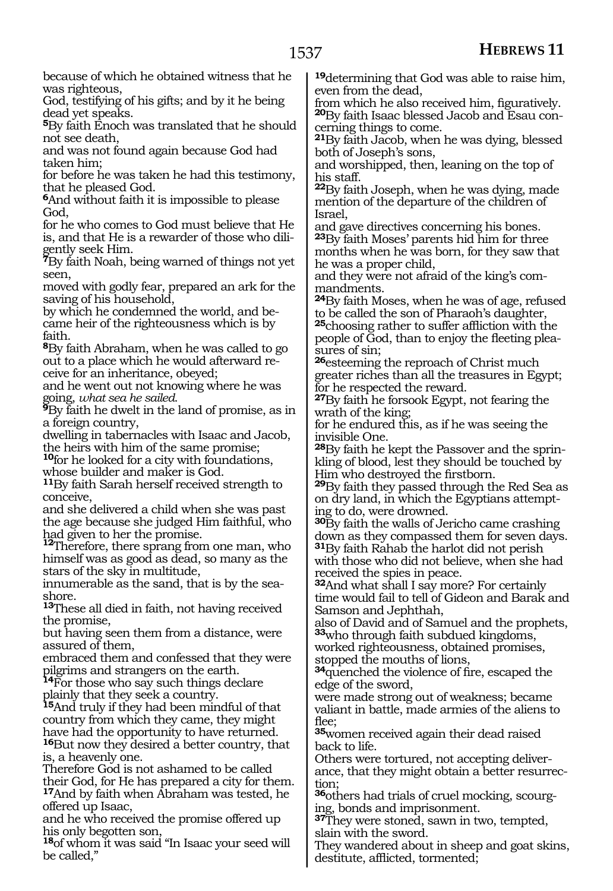because of which he obtained witness that he was righteous,
God, testifying of his gifts; and by it he being dead yet speaks.
[5]By faith Enoch was translated that he should not see death,
and was not found again because God had taken him;
for before he was taken he had this testimony, that he pleased God.
[6]And without faith it is impossible to please God,
for he who comes to God must believe that He is, and that He is a rewarder of those who diligently seek Him.
[7]By faith Noah, being warned of things not yet seen,
moved with godly fear, prepared an ark for the saving of his household,
by which he condemned the world, and became heir of the righteousness which is by faith.
[8]By faith Abraham, when he was called to go out to a place which he would afterward receive for an inheritance, obeyed;
and he went out not knowing where he was going, *what sea he sailed.*
[9]By faith he dwelt in the land of promise, as in a foreign country,
dwelling in tabernacles with Isaac and Jacob, the heirs with him of the same promise;
[10]for he looked for a city with foundations, whose builder and maker is God.
[11]By faith Sarah herself received strength to conceive,
and she delivered a child when she was past the age because she judged Him faithful, who had given to her the promise.
[12]Therefore, there sprang from one man, who himself was as good as dead, so many as the stars of the sky in multitude,
innumerable as the sand, that is by the seashore.
[13]These all died in faith, not having received the promise,
but having seen them from a distance, were assured of them,
embraced them and confessed that they were pilgrims and strangers on the earth.
[14]For those who say such things declare plainly that they seek a country.
[15]And truly if they had been mindful of that country from which they came, they might have had the opportunity to have returned.
[16]But now they desired a better country, that is, a heavenly one.
Therefore God is not ashamed to be called their God, for He has prepared a city for them.
[17]And by faith when Abraham was tested, he offered up Isaac,
and he who received the promise offered up his only begotten son,
[18]of whom it was said "In Isaac your seed will be called,"
[19]determining that God was able to raise him, even from the dead,
from which he also received him, figuratively.
[20]By faith Isaac blessed Jacob and Esau concerning things to come.
[21]By faith Jacob, when he was dying, blessed both of Joseph's sons,
and worshipped, then, leaning on the top of his staff.
[22]By faith Joseph, when he was dying, made mention of the departure of the children of Israel,
and gave directives concerning his bones.
[23]By faith Moses' parents hid him for three months when he was born, for they saw that he was a proper child,
and they were not afraid of the king's commandments.
[24]By faith Moses, when he was of age, refused to be called the son of Pharaoh's daughter,
[25]choosing rather to suffer affliction with the people of God, than to enjoy the fleeting pleasures of sin;
[26]esteeming the reproach of Christ much greater riches than all the treasures in Egypt;
for he respected the reward.
[27]By faith he forsook Egypt, not fearing the wrath of the king;
for he endured this, as if he was seeing the invisible One.
[28]By faith he kept the Passover and the sprinkling of blood, lest they should be touched by Him who destroyed the firstborn.
[29]By faith they passed through the Red Sea as on dry land, in which the Egyptians attempting to do, were drowned.
[30]By faith the walls of Jericho came crashing down as they compassed them for seven days.
[31]By faith Rahab the harlot did not perish with those who did not believe, when she had received the spies in peace.
[32]And what shall I say more? For certainly time would fail to tell of Gideon and Barak and Samson and Jephthah,
also of David and of Samuel and the prophets,
[33]who through faith subdued kingdoms,
worked righteousness, obtained promises, stopped the mouths of lions,
[34]quenched the violence of fire, escaped the edge of the sword,
were made strong out of weakness; became valiant in battle, made armies of the aliens to flee;
[35]women received again their dead raised back to life.
Others were tortured, not accepting deliverance, that they might obtain a better resurrection;
[36]others had trials of cruel mocking, scourging, bonds and imprisonment.
[37]They were stoned, sawn in two, tempted, slain with the sword.
They wandered about in sheep and goat skins, destitute, afflicted, tormented;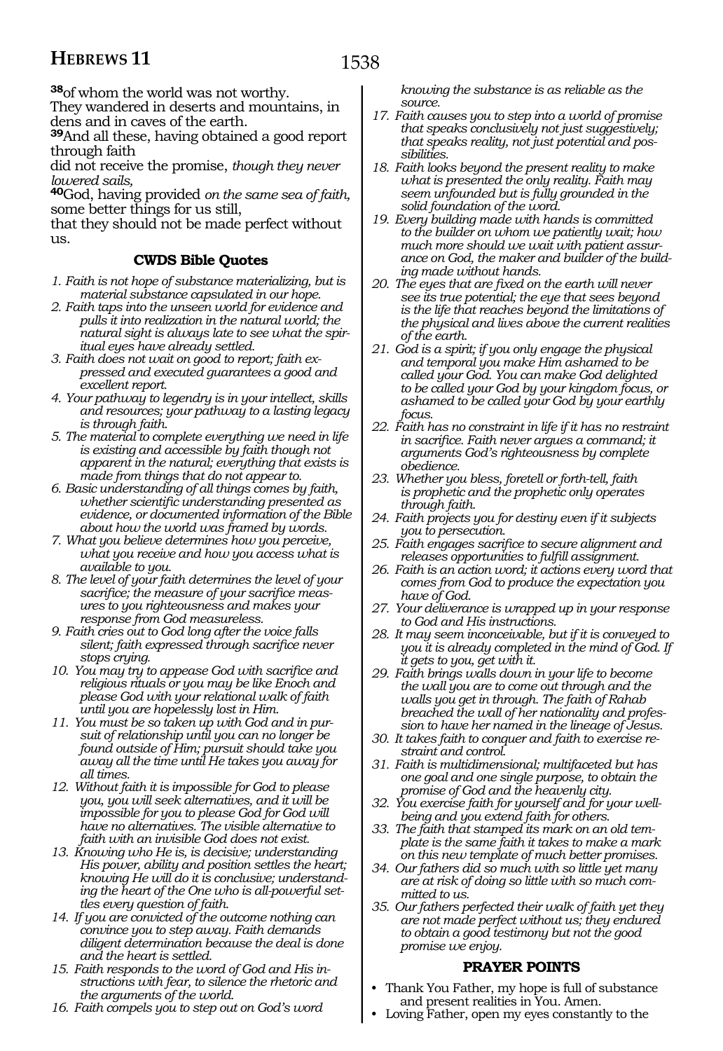**38**of whom the world was not worthy.
They wandered in deserts and mountains, in dens and in caves of the earth.
**39**And all these, having obtained a good report through faith
did not receive the promise, *though they never lowered sails,*
**40**God, having provided *on the same sea of faith,* some better things for us still,
that they should not be made perfect without us.

### CWDS Bible Quotes

1. *Faith is not hope of substance materializing, but is material substance capsulated in our hope.*
2. *Faith taps into the unseen world for evidence and pulls it into realization in the natural world; the natural sight is always late to see what the spiritual eyes have already settled.*
3. *Faith does not wait on good to report; faith expressed and executed guarantees a good and excellent report.*
4. *Your pathway to legendry is in your intellect, skills and resources; your pathway to a lasting legacy is through faith.*
5. *The material to complete everything we need in life is existing and accessible by faith though not apparent in the natural; everything that exists is made from things that do not appear to.*
6. *Basic understanding of all things comes by faith, whether scientific understanding presented as evidence, or documented information of the Bible about how the world was framed by words.*
7. *What you believe determines how you perceive, what you receive and how you access what is available to you.*
8. *The level of your faith determines the level of your sacrifice; the measure of your sacrifice measures to you righteousness and makes your response from God measureless.*
9. *Faith cries out to God long after the voice falls silent; faith expressed through sacrifice never stops crying.*
10. *You may try to appease God with sacrifice and religious rituals or you may be like Enoch and please God with your relational walk of faith until you are hopelessly lost in Him.*
11. *You must be so taken up with God and in pursuit of relationship until you can no longer be found outside of Him; pursuit should take you away all the time until He takes you away for all times.*
12. *Without faith it is impossible for God to please you, you will seek alternatives, and it will be impossible for you to please God for God will have no alternatives. The visible alternative to faith with an invisible God does not exist.*
13. *Knowing who He is, is decisive; understanding His power, ability and position settles the heart; knowing He will do it is conclusive; understanding the heart of the One who is all-powerful settles every question of faith.*
14. *If you are convicted of the outcome nothing can convince you to step away. Faith demands diligent determination because the deal is done and the heart is settled.*
15. *Faith responds to the word of God and His instructions with fear, to silence the rhetoric and the arguments of the world.*
16. *Faith compels you to step out on God's word knowing the substance is as reliable as the source.*
17. *Faith causes you to step into a world of promise that speaks conclusively not just suggestively; that speaks reality, not just potential and possibilities.*
18. *Faith looks beyond the present reality to make what is presented the only reality. Faith may seem unfounded but is fully grounded in the solid foundation of the word.*
19. *Every building made with hands is committed to the builder on whom we patiently wait; how much more should we wait with patient assurance on God, the maker and builder of the building made without hands.*
20. *The eyes that are fixed on the earth will never see its true potential; the eye that sees beyond is the life that reaches beyond the limitations of the physical and lives above the current realities of the earth.*
21. *God is a spirit; if you only engage the physical and temporal you make Him ashamed to be called your God. You can make God delighted to be called your God by your kingdom focus, or ashamed to be called your God by your earthly focus.*
22. *Faith has no constraint in life if it has no restraint in sacrifice. Faith never argues a command; it arguments God's righteousness by complete obedience.*
23. *Whether you bless, foretell or forth-tell, faith is prophetic and the prophetic only operates through faith.*
24. *Faith projects you for destiny even if it subjects you to persecution.*
25. *Faith engages sacrifice to secure alignment and releases opportunities to fulfill assignment.*
26. *Faith is an action word; it actions every word that comes from God to produce the expectation you have of God.*
27. *Your deliverance is wrapped up in your response to God and His instructions.*
28. *It may seem inconceivable, but if it is conveyed to you it is already completed in the mind of God. If it gets to you, get with it.*
29. *Faith brings walls down in your life to become the wall you are to come out through and the walls you get in through. The faith of Rahab breached the wall of her nationality and profession to have her named in the lineage of Jesus.*
30. *It takes faith to conquer and faith to exercise restraint and control.*
31. *Faith is multidimensional; multifaceted but has one goal and one single purpose, to obtain the promise of God and the heavenly city.*
32. *You exercise faith for yourself and for your wellbeing and you extend faith for others.*
33. *The faith that stamped its mark on an old template is the same faith it takes to make a mark on this new template of much better promises.*
34. *Our fathers did so much with so little yet many are at risk of doing so little with so much committed to us.*
35. *Our fathers perfected their walk of faith yet they are not made perfect without us; they endured to obtain a good testimony but not the good promise we enjoy.*

### PRAYER POINTS

- Thank You Father, my hope is full of substance and present realities in You. Amen.
- Loving Father, open my eyes constantly to the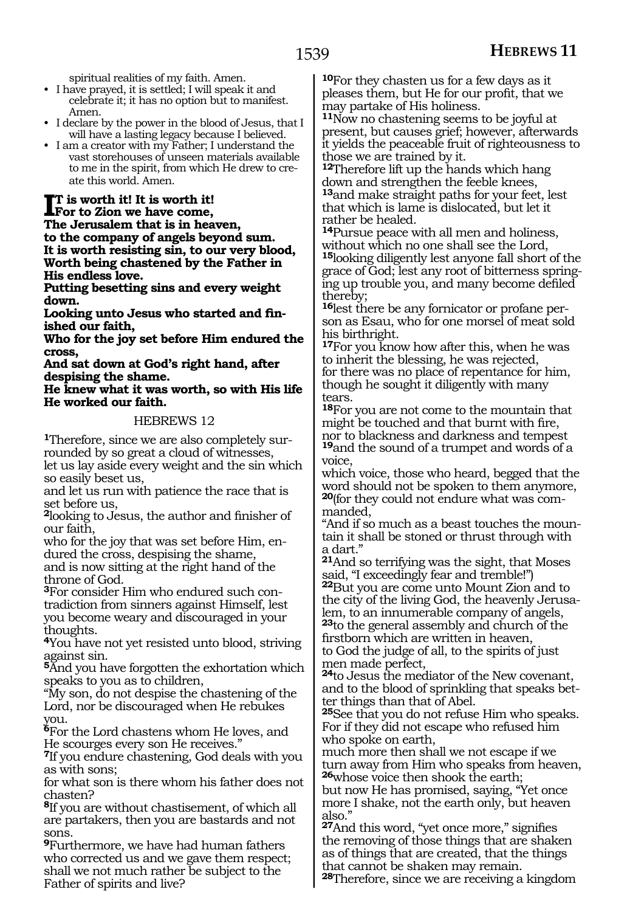spiritual realities of my faith. Amen.

- I have prayed, it is settled; I will speak it and celebrate it; it has no option but to manifest. Amen.
- I declare by the power in the blood of Jesus, that I will have a lasting legacy because I believed.
- I am a creator with my Father; I understand the vast storehouses of unseen materials available to me in the spirit, from which He drew to create this world. Amen.

**IT is worth it! It is worth it!**
**For to Zion we have come,**
**The Jerusalem that is in heaven,**
**to the company of angels beyond sum.**
**It is worth resisting sin, to our very blood,**
**Worth being chastened by the Father in His endless love.**
**Putting besetting sins and every weight down.**
**Looking unto Jesus who started and finished our faith,**
**Who for the joy set before Him endured the cross,**
**And sat down at God's right hand, after despising the shame.**
**He knew what it was worth, so with His life He worked our faith.**

## HEBREWS 12

[1]Therefore, since we are also completely surrounded by so great a cloud of witnesses,
let us lay aside every weight and the sin which so easily beset us,
and let us run with patience the race that is set before us,
[2]looking to Jesus, the author and finisher of our faith,
who for the joy that was set before Him, endured the cross, despising the shame,
and is now sitting at the right hand of the throne of God.
[3]For consider Him who endured such contradiction from sinners against Himself, lest you become weary and discouraged in your thoughts.
[4]You have not yet resisted unto blood, striving against sin.
[5]And you have forgotten the exhortation which speaks to you as to children,
"My son, do not despise the chastening of the Lord, nor be discouraged when He rebukes you.
[6]For the Lord chastens whom He loves, and He scourges every son He receives."
[7]If you endure chastening, God deals with you as with sons;
for what son is there whom his father does not chasten?
[8]If you are without chastisement, of which all are partakers, then you are bastards and not sons.
[9]Furthermore, we have had human fathers who corrected us and we gave them respect; shall we not much rather be subject to the Father of spirits and live?
[10]For they chasten us for a few days as it pleases them, but He for our profit, that we may partake of His holiness.
[11]Now no chastening seems to be joyful at present, but causes grief; however, afterwards it yields the peaceable fruit of righteousness to those we are trained by it.
[12]Therefore lift up the hands which hang down and strengthen the feeble knees,
[13]and make straight paths for your feet, lest that which is lame is dislocated, but let it rather be healed.
[14]Pursue peace with all men and holiness, without which no one shall see the Lord,
[15]looking diligently lest anyone fall short of the grace of God; lest any root of bitterness springing up trouble you, and many become defiled thereby;
[16]lest there be any fornicator or profane person as Esau, who for one morsel of meat sold his birthright.
[17]For you know how after this, when he was to inherit the blessing, he was rejected,
for there was no place of repentance for him, though he sought it diligently with many tears.
[18]For you are not come to the mountain that might be touched and that burnt with fire,
nor to blackness and darkness and tempest
[19]and the sound of a trumpet and words of a voice,
which voice, those who heard, begged that the word should not be spoken to them anymore,
[20](for they could not endure what was commanded,
"And if so much as a beast touches the mountain it shall be stoned or thrust through with a dart."
[21]And so terrifying was the sight, that Moses said, "I exceedingly fear and tremble!")
[22]But you are come unto Mount Zion and to the city of the living God, the heavenly Jerusalem, to an innumerable company of angels,
[23]to the general assembly and church of the firstborn which are written in heaven,
to God the judge of all, to the spirits of just men made perfect,
[24]to Jesus the mediator of the New covenant, and to the blood of sprinkling that speaks better things than that of Abel.
[25]See that you do not refuse Him who speaks.
For if they did not escape who refused him who spoke on earth,
much more then shall we not escape if we turn away from Him who speaks from heaven,
[26]whose voice then shook the earth;
but now He has promised, saying, "Yet once more I shake, not the earth only, but heaven also."
[27]And this word, "yet once more," signifies the removing of those things that are shaken as of things that are created, that the things that cannot be shaken may remain.
[28]Therefore, since we are receiving a kingdom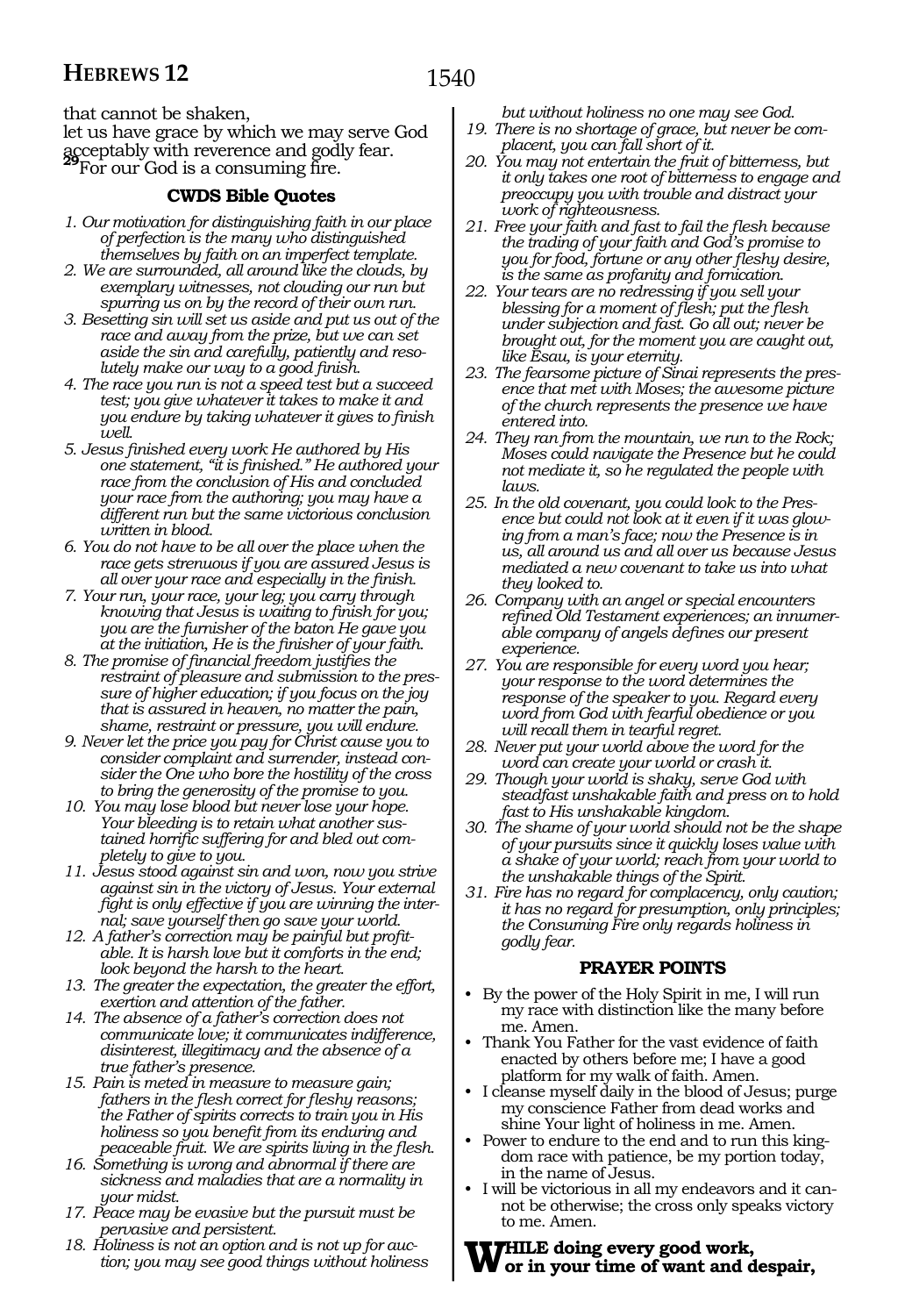that cannot be shaken,
let us have grace by which we may serve God acceptably with reverence and godly fear.
29 For our God is a consuming fire.

### CWDS Bible Quotes

1. *Our motivation for distinguishing faith in our place of perfection is the many who distinguished themselves by faith on an imperfect template.*
2. *We are surrounded, all around like the clouds, by exemplary witnesses, not clouding our run but spurring us on by the record of their own run.*
3. *Besetting sin will set us aside and put us out of the race and away from the prize, but we can set aside the sin and carefully, patiently and resolutely make our way to a good finish.*
4. *The race you run is not a speed test but a succeed test; you give whatever it takes to make it and you endure by taking whatever it gives to finish well.*
5. *Jesus finished every work He authored by His one statement, "it is finished." He authored your race from the conclusion of His and concluded your race from the authoring; you may have a different run but the same victorious conclusion written in blood.*
6. *You do not have to be all over the place when the race gets strenuous if you are assured Jesus is all over your race and especially in the finish.*
7. *Your run, your race, your leg; you carry through knowing that Jesus is waiting to finish for you; you are the furnisher of the baton He gave you at the initiation, He is the finisher of your faith.*
8. *The promise of financial freedom justifies the restraint of pleasure and submission to the pressure of higher education; if you focus on the joy that is assured in heaven, no matter the pain, shame, restraint or pressure, you will endure.*
9. *Never let the price you pay for Christ cause you to consider complaint and surrender, instead consider the One who bore the hostility of the cross to bring the generosity of the promise to you.*
10. *You may lose blood but never lose your hope. Your bleeding is to retain what another sustained horrific suffering for and bled out completely to give to you.*
11. *Jesus stood against sin and won, now you strive against sin in the victory of Jesus. Your external fight is only effective if you are winning the internal; save yourself then go save your world.*
12. *A father's correction may be painful but profitable. It is harsh love but it comforts in the end; look beyond the harsh to the heart.*
13. *The greater the expectation, the greater the effort, exertion and attention of the father.*
14. *The absence of a father's correction does not communicate love; it communicates indifference, disinterest, illegitimacy and the absence of a true father's presence.*
15. *Pain is meted in measure to measure gain; fathers in the flesh correct for fleshy reasons; the Father of spirits corrects to train you in His holiness so you benefit from its enduring and peaceable fruit. We are spirits living in the flesh.*
16. *Something is wrong and abnormal if there are sickness and maladies that are a normality in your midst.*
17. *Peace may be evasive but the pursuit must be pervasive and persistent.*
18. *Holiness is not an option and is not up for auction; you may see good things without holiness but without holiness no one may see God.*
19. *There is no shortage of grace, but never be complacent, you can fall short of it.*
20. *You may not entertain the fruit of bitterness, but it only takes one root of bitterness to engage and preoccupy you with trouble and distract your work of righteousness.*
21. *Free your faith and fast to fail the flesh because the trading of your faith and God's promise to you for food, fortune or any other fleshy desire, is the same as profanity and fornication.*
22. *Your tears are no redressing if you sell your blessing for a moment of flesh; put the flesh under subjection and fast. Go all out; never be brought out, for the moment you are caught out, like Esau, is your eternity.*
23. *The fearsome picture of Sinai represents the presence that met with Moses; the awesome picture of the church represents the presence we have entered into.*
24. *They ran from the mountain, we run to the Rock; Moses could navigate the Presence but he could not mediate it, so he regulated the people with laws.*
25. *In the old covenant, you could look to the Presence but could not look at it even if it was glowing from a man's face; now the Presence is in us, all around us and all over us because Jesus mediated a new covenant to take us into what they looked to.*
26. *Company with an angel or special encounters refined Old Testament experiences; an innumerable company of angels defines our present experience.*
27. *You are responsible for every word you hear; your response to the word determines the response of the speaker to you. Regard every word from God with fearful obedience or you will recall them in tearful regret.*
28. *Never put your world above the word for the word can create your world or crash it.*
29. *Though your world is shaky, serve God with steadfast unshakable faith and press on to hold fast to His unshakable kingdom.*
30. *The shame of your world should not be the shape of your pursuits since it quickly loses value with a shake of your world; reach from your world to the unshakable things of the Spirit.*
31. *Fire has no regard for complacency, only caution; it has no regard for presumption, only principles; the Consuming Fire only regards holiness in godly fear.*

### PRAYER POINTS

- By the power of the Holy Spirit in me, I will run my race with distinction like the many before me. Amen.
- Thank You Father for the vast evidence of faith enacted by others before me; I have a good platform for my walk of faith. Amen.
- I cleanse myself daily in the blood of Jesus; purge my conscience Father from dead works and shine Your light of holiness in me. Amen.
- Power to endure to the end and to run this kingdom race with patience, be my portion today, in the name of Jesus.
- I will be victorious in all my endeavors and it cannot be otherwise; the cross only speaks victory to me. Amen.

**WHILE doing every good work, or in your time of want and despair,**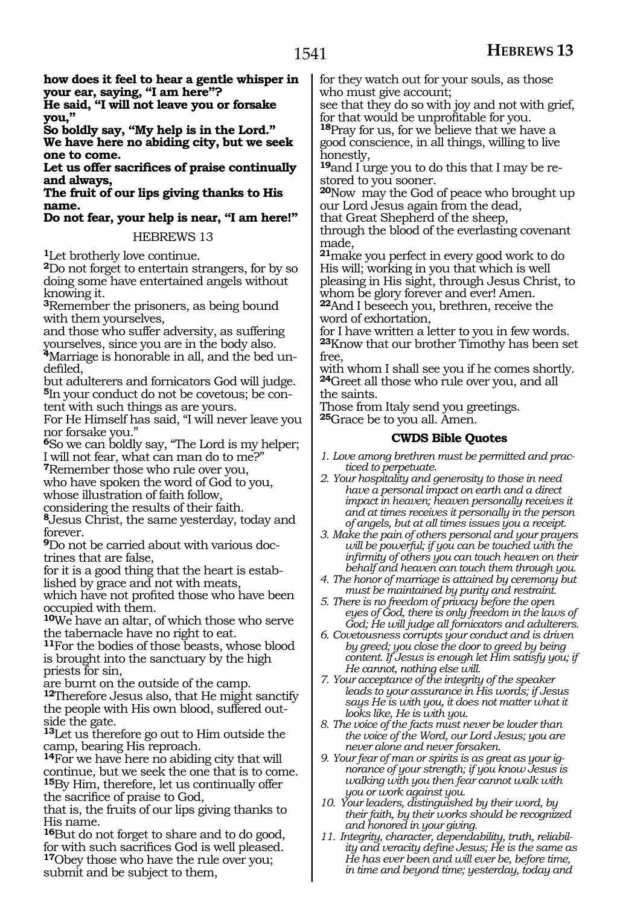**how does it feel to hear a gentle whisper in your ear, saying, "I am here"?**
**He said, "I will not leave you or forsake you,"**
**So boldly say, "My help is in the Lord."**
**We have here no abiding city, but we seek one to come.**
**Let us offer sacrifices of praise continually and always,**
**The fruit of our lips giving thanks to His name.**
**Do not fear, your help is near, "I am here!"**

HEBREWS 13

**1**Let brotherly love continue.
**2**Do not forget to entertain strangers, for by so doing some have entertained angels without knowing it.
**3**Remember the prisoners, as being bound with them yourselves,
and those who suffer adversity, as suffering yourselves, since you are in the body also.
**4**Marriage is honorable in all, and the bed undefiled,
but adulterers and fornicators God will judge.
**5**In your conduct do not be covetous; be content with such things as are yours.
For He Himself has said, "I will never leave you nor forsake you."
**6**So we can boldly say, "The Lord is my helper; I will not fear, what can man do to me?"
**7**Remember those who rule over you,
who have spoken the word of God to you,
whose illustration of faith follow,
considering the results of their faith.
**8**Jesus Christ, the same yesterday, today and forever.
**9**Do not be carried about with various doctrines that are false,
for it is a good thing that the heart is established by grace and not with meats,
which have not profited those who have been occupied with them.
**10**We have an altar, of which those who serve the tabernacle have no right to eat.
**11**For the bodies of those beasts, whose blood is brought into the sanctuary by the high priests for sin,
are burnt on the outside of the camp.
**12**Therefore Jesus also, that He might sanctify the people with His own blood, suffered outside the gate.
**13**Let us therefore go out to Him outside the camp, bearing His reproach.
**14**For we have here no abiding city that will continue, but we seek the one that is to come.
**15**By Him, therefore, let us continually offer the sacrifice of praise to God,
that is, the fruits of our lips giving thanks to His name.
**16**But do not forget to share and to do good, for with such sacrifices God is well pleased.
**17**Obey those who have the rule over you;
submit and be subject to them,
for they watch out for your souls, as those who must give account;
see that they do so with joy and not with grief,
for that would be unprofitable for you.
**18**Pray for us, for we believe that we have a good conscience, in all things, willing to live honestly,
**19**and I urge you to do this that I may be restored to you sooner.
**20**Now may the God of peace who brought up our Lord Jesus again from the dead,
that Great Shepherd of the sheep,
through the blood of the everlasting covenant made,
**21**make you perfect in every good work to do His will; working in you that which is well pleasing in His sight, through Jesus Christ, to whom be glory forever and ever! Amen.
**22**And I beseech you, brethren, receive the word of exhortation,
for I have written a letter to you in few words.
**23**Know that our brother Timothy has been set free,
with whom I shall see you if he comes shortly.
**24**Greet all those who rule over you, and all the saints.
Those from Italy send you greetings.
**25**Grace be to you all. Amen.

### CWDS Bible Quotes

*1. Love among brethren must be permitted and practiced to perpetuate.*
*2. Your hospitality and generosity to those in need have a personal impact on earth and a direct impact in heaven; heaven personally receives it and at times receives it personally in the person of angels, but at all times issues you a receipt.*
*3. Make the pain of others personal and your prayers will be powerful; if you can be touched with the infirmity of others you can touch heaven on their behalf and heaven can touch them through you.*
*4. The honor of marriage is attained by ceremony but must be maintained by purity and restraint.*
*5. There is no freedom of privacy before the open eyes of God, there is only freedom in the laws of God; He will judge all fornicators and adulterers.*
*6. Covetousness corrupts your conduct and is driven by greed; you close the door to greed by being content. If Jesus is enough let Him satisfy you; if He cannot, nothing else will.*
*7. Your acceptance of the integrity of the speaker leads to your assurance in His words; if Jesus says He is with you, it does not matter what it looks like, He is with you.*
*8. The voice of the facts must never be louder than the voice of the Word, our Lord Jesus; you are never alone and never forsaken.*
*9. Your fear of man or spirits is as great as your ignorance of your strength; if you know Jesus is walking with you then fear cannot walk with you or work against you.*
*10. Your leaders, distinguished by their word, by their faith, by their works should be recognized and honored in your giving.*
*11. Integrity, character, dependability, truth, reliability and veracity define Jesus; He is the same as He has ever been and will ever be, before time, in time and beyond time; yesterday, today and*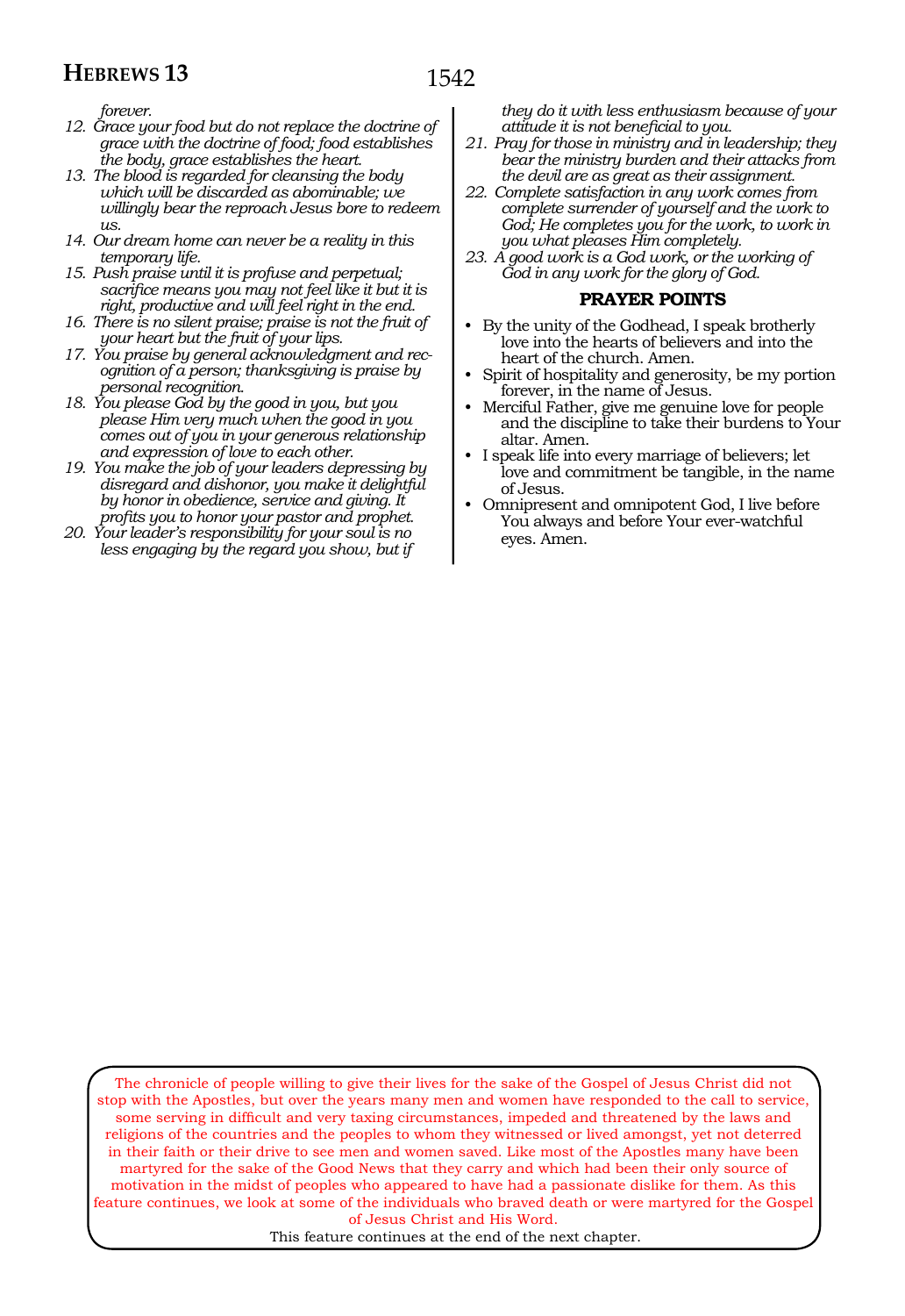*forever.*

12. *Grace your food but do not replace the doctrine of grace with the doctrine of food; food establishes the body, grace establishes the heart.*
13. *The blood is regarded for cleansing the body which will be discarded as abominable; we willingly bear the reproach Jesus bore to redeem us.*
14. *Our dream home can never be a reality in this temporary life.*
15. *Push praise until it is profuse and perpetual; sacrifice means you may not feel like it but it is right, productive and will feel right in the end.*
16. *There is no silent praise; praise is not the fruit of your heart but the fruit of your lips.*
17. *You praise by general acknowledgment and recognition of a person; thanksgiving is praise by personal recognition.*
18. *You please God by the good in you, but you please Him very much when the good in you comes out of you in your generous relationship and expression of love to each other.*
19. *You make the job of your leaders depressing by disregard and dishonor, you make it delightful by honor in obedience, service and giving. It profits you to honor your pastor and prophet.*
20. *Your leader's responsibility for your soul is no less engaging by the regard you show, but if they do it with less enthusiasm because of your attitude it is not beneficial to you.*
21. *Pray for those in ministry and in leadership; they bear the ministry burden and their attacks from the devil are as great as their assignment.*
22. *Complete satisfaction in any work comes from complete surrender of yourself and the work to God; He completes you for the work, to work in you what pleases Him completely.*
23. *A good work is a God work, or the working of God in any work for the glory of God.*

## PRAYER POINTS

- By the unity of the Godhead, I speak brotherly love into the hearts of believers and into the heart of the church. Amen.
- Spirit of hospitality and generosity, be my portion forever, in the name of Jesus.
- Merciful Father, give me genuine love for people and the discipline to take their burdens to Your altar. Amen.
- I speak life into every marriage of believers; let love and commitment be tangible, in the name of Jesus.
- Omnipresent and omnipotent God, I live before You always and before Your ever-watchful eyes. Amen.

The chronicle of people willing to give their lives for the sake of the Gospel of Jesus Christ did not stop with the Apostles, but over the years many men and women have responded to the call to service, some serving in difficult and very taxing circumstances, impeded and threatened by the laws and religions of the countries and the peoples to whom they witnessed or lived amongst, yet not deterred in their faith or their drive to see men and women saved. Like most of the Apostles many have been martyred for the sake of the Good News that they carry and which had been their only source of motivation in the midst of peoples who appeared to have had a passionate dislike for them. As this feature continues, we look at some of the individuals who braved death or were martyred for the sake of the Gospel of Jesus Christ and His Word.

This feature continues at the end of the next chapter.